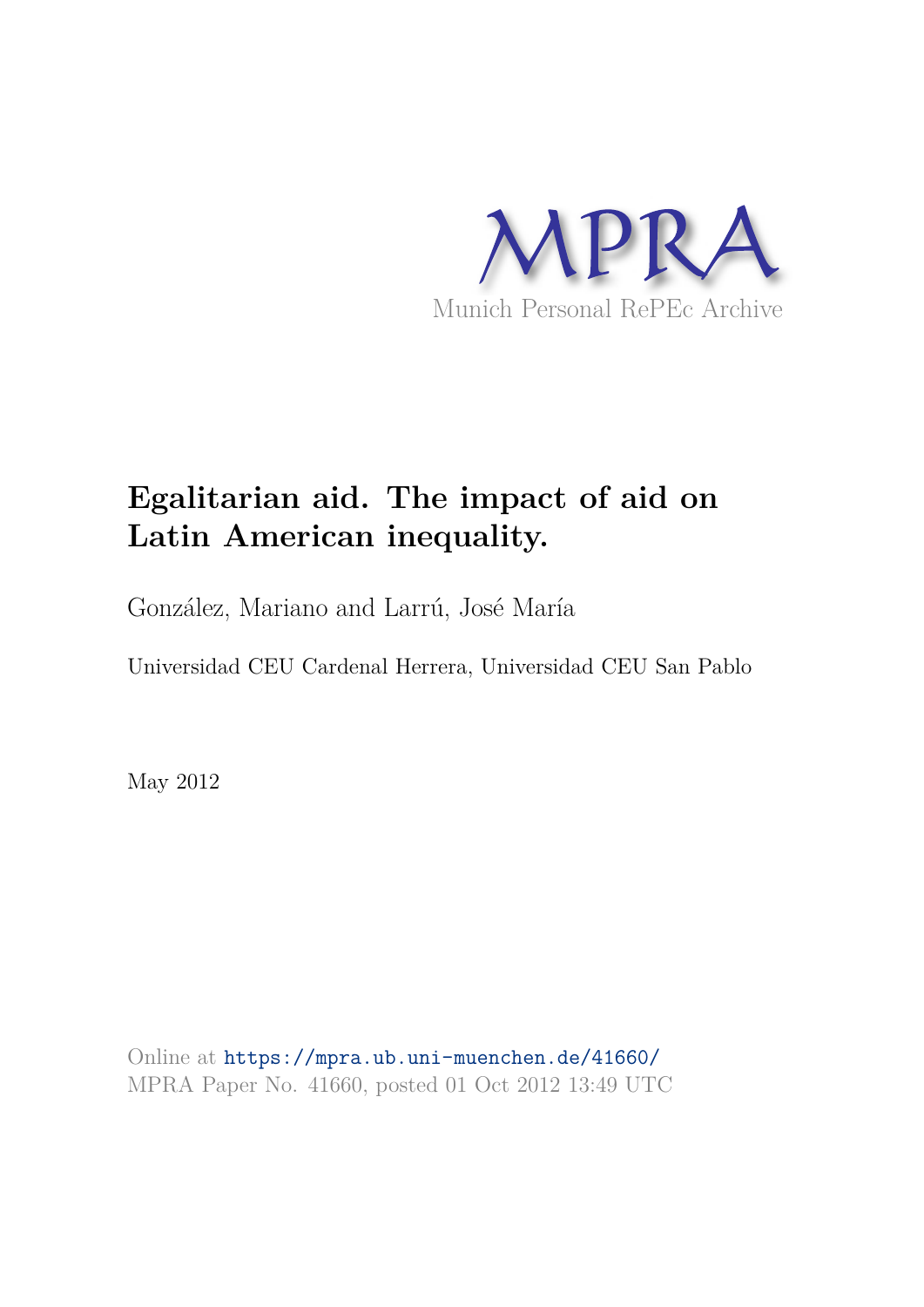MPRA

Munich Personal RePEc Archive

# Egalitarian aid. The impact of aid on Latin American inequality.

González, Mariano and Larrú, José María

Universidad CEU Cardenal Herrera, Universidad CEU San Pablo

May 2012

Online at https://mpra.ub.uni-muenchen.de/41660/
MPRA Paper No. 41660, posted 01 Oct 2012 13:49 UTC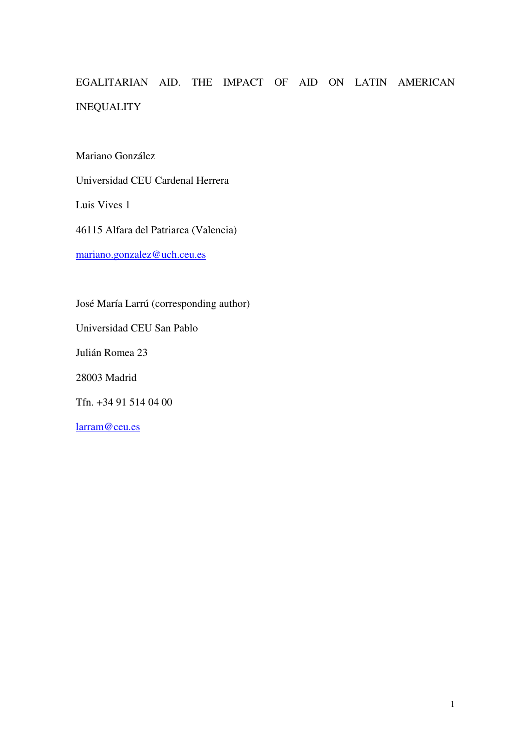# EGALITARIAN AID. THE IMPACT OF AID ON LATIN AMERICAN INEQUALITY

Mariano González

Universidad CEU Cardenal Herrera

Luis Vives 1

46115 Alfara del Patriarca (Valencia)

mariano.gonzalez@uch.ceu.es

José María Larrú (corresponding author)

Universidad CEU San Pablo

Julián Romea 23

28003 Madrid

Tfn. +34 91 514 04 00

larram@ceu.es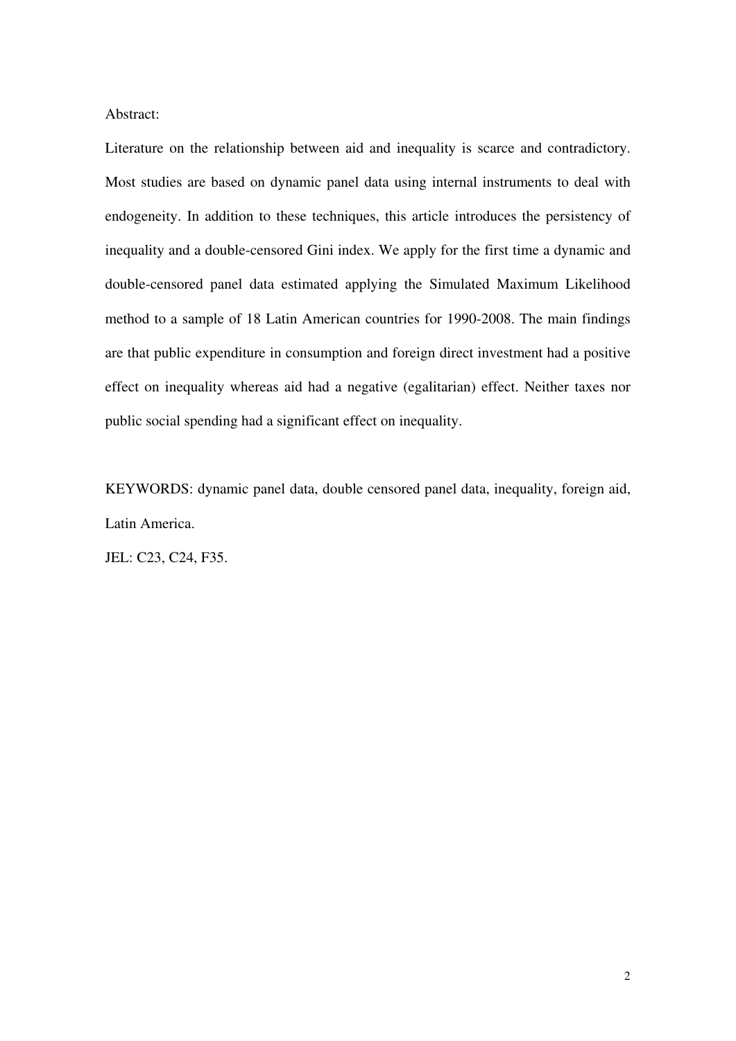Abstract:

Literature on the relationship between aid and inequality is scarce and contradictory. Most studies are based on dynamic panel data using internal instruments to deal with endogeneity. In addition to these techniques, this article introduces the persistency of inequality and a double-censored Gini index. We apply for the first time a dynamic and double-censored panel data estimated applying the Simulated Maximum Likelihood method to a sample of 18 Latin American countries for 1990-2008. The main findings are that public expenditure in consumption and foreign direct investment had a positive effect on inequality whereas aid had a negative (egalitarian) effect. Neither taxes nor public social spending had a significant effect on inequality.

KEYWORDS: dynamic panel data, double censored panel data, inequality, foreign aid, Latin America.

JEL: C23, C24, F35.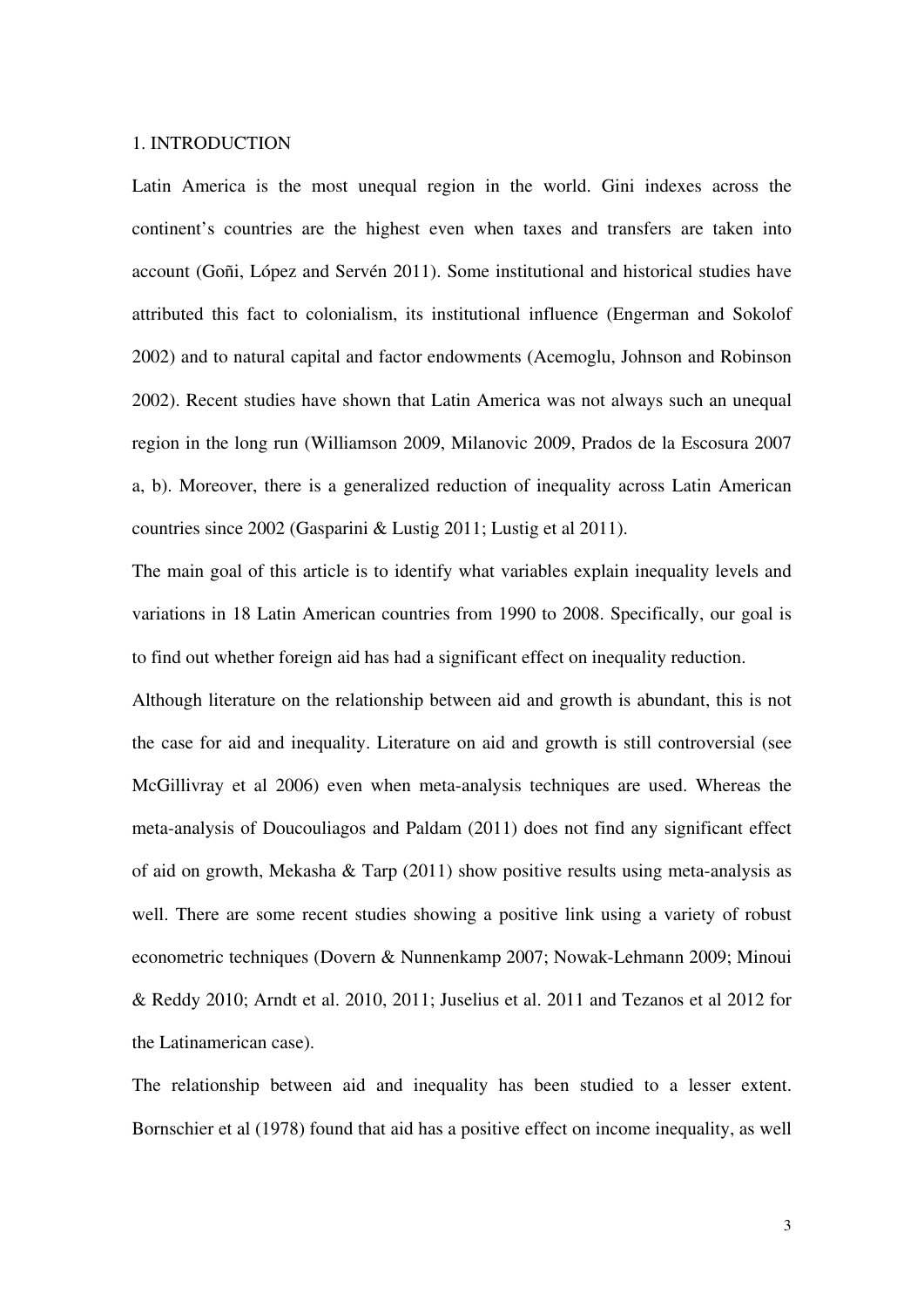# 1. INTRODUCTION

Latin America is the most unequal region in the world. Gini indexes across the continent's countries are the highest even when taxes and transfers are taken into account (Goñi, López and Servén 2011). Some institutional and historical studies have attributed this fact to colonialism, its institutional influence (Engerman and Sokolof 2002) and to natural capital and factor endowments (Acemoglu, Johnson and Robinson 2002). Recent studies have shown that Latin America was not always such an unequal region in the long run (Williamson 2009, Milanovic 2009, Prados de la Escosura 2007 a, b). Moreover, there is a generalized reduction of inequality across Latin American countries since 2002 (Gasparini & Lustig 2011; Lustig et al 2011).

The main goal of this article is to identify what variables explain inequality levels and variations in 18 Latin American countries from 1990 to 2008. Specifically, our goal is to find out whether foreign aid has had a significant effect on inequality reduction.

Although literature on the relationship between aid and growth is abundant, this is not the case for aid and inequality. Literature on aid and growth is still controversial (see McGillivray et al 2006) even when meta-analysis techniques are used. Whereas the meta-analysis of Doucouliagos and Paldam (2011) does not find any significant effect of aid on growth, Mekasha & Tarp (2011) show positive results using meta-analysis as well. There are some recent studies showing a positive link using a variety of robust econometric techniques (Dovern & Nunnenkamp 2007; Nowak-Lehmann 2009; Minoui & Reddy 2010; Arndt et al. 2010, 2011; Juselius et al. 2011 and Tezanos et al 2012 for the Latinamerican case).

The relationship between aid and inequality has been studied to a lesser extent. Bornschier et al (1978) found that aid has a positive effect on income inequality, as well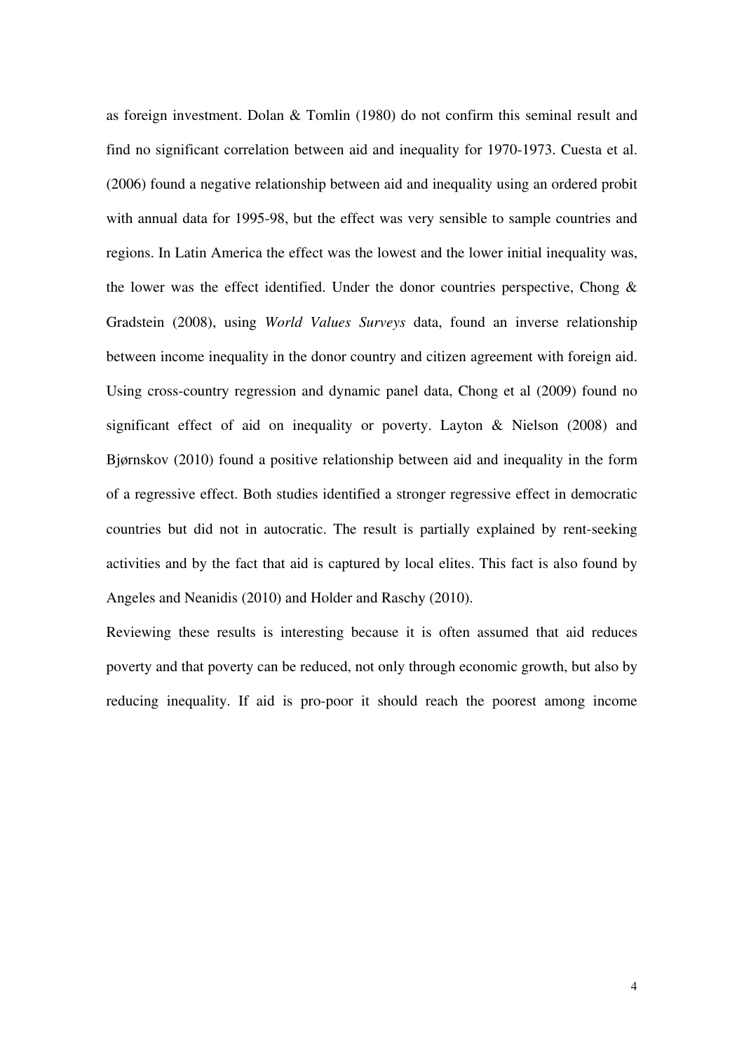as foreign investment. Dolan & Tomlin (1980) do not confirm this seminal result and find no significant correlation between aid and inequality for 1970-1973. Cuesta et al. (2006) found a negative relationship between aid and inequality using an ordered probit with annual data for 1995-98, but the effect was very sensible to sample countries and regions. In Latin America the effect was the lowest and the lower initial inequality was, the lower was the effect identified. Under the donor countries perspective, Chong & Gradstein (2008), using *World Values Surveys* data, found an inverse relationship between income inequality in the donor country and citizen agreement with foreign aid. Using cross-country regression and dynamic panel data, Chong et al (2009) found no significant effect of aid on inequality or poverty. Layton & Nielson (2008) and Bjørnskov (2010) found a positive relationship between aid and inequality in the form of a regressive effect. Both studies identified a stronger regressive effect in democratic countries but did not in autocratic. The result is partially explained by rent-seeking activities and by the fact that aid is captured by local elites. This fact is also found by Angeles and Neanidis (2010) and Holder and Raschy (2010).

Reviewing these results is interesting because it is often assumed that aid reduces poverty and that poverty can be reduced, not only through economic growth, but also by reducing inequality. If aid is pro-poor it should reach the poorest among income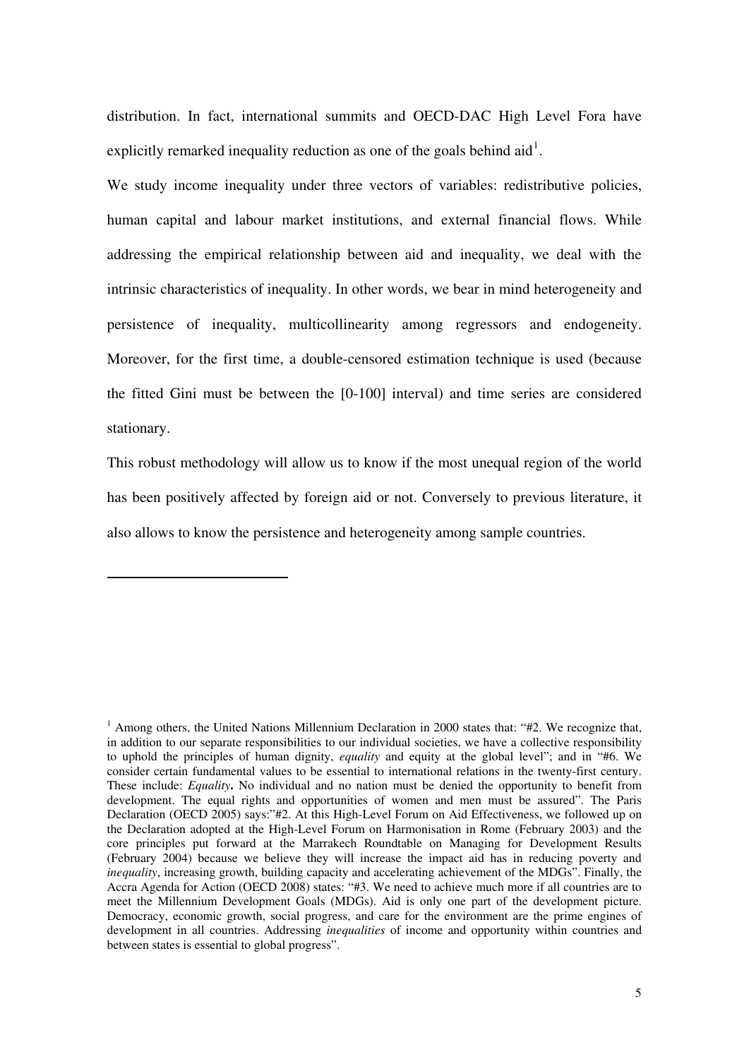distribution. In fact, international summits and OECD-DAC High Level Fora have explicitly remarked inequality reduction as one of the goals behind aid[1].

We study income inequality under three vectors of variables: redistributive policies, human capital and labour market institutions, and external financial flows. While addressing the empirical relationship between aid and inequality, we deal with the intrinsic characteristics of inequality. In other words, we bear in mind heterogeneity and persistence of inequality, multicollinearity among regressors and endogeneity. Moreover, for the first time, a double-censored estimation technique is used (because the fitted Gini must be between the [0-100] interval) and time series are considered stationary.

This robust methodology will allow us to know if the most unequal region of the world has been positively affected by foreign aid or not. Conversely to previous literature, it also allows to know the persistence and heterogeneity among sample countries.

---

[1] Among others, the United Nations Millennium Declaration in 2000 states that: "#2. We recognize that, in addition to our separate responsibilities to our individual societies, we have a collective responsibility to uphold the principles of human dignity, *equality* and equity at the global level"; and in "#6. We consider certain fundamental values to be essential to international relations in the twenty-first century. These include: *Equality***.** No individual and no nation must be denied the opportunity to benefit from development. The equal rights and opportunities of women and men must be assured". The Paris Declaration (OECD 2005) says:"#2. At this High-Level Forum on Aid Effectiveness, we followed up on the Declaration adopted at the High-Level Forum on Harmonisation in Rome (February 2003) and the core principles put forward at the Marrakech Roundtable on Managing for Development Results (February 2004) because we believe they will increase the impact aid has in reducing poverty and *inequality*, increasing growth, building capacity and accelerating achievement of the MDGs". Finally, the Accra Agenda for Action (OECD 2008) states: "#3. We need to achieve much more if all countries are to meet the Millennium Development Goals (MDGs). Aid is only one part of the development picture. Democracy, economic growth, social progress, and care for the environment are the prime engines of development in all countries. Addressing *inequalities* of income and opportunity within countries and between states is essential to global progress".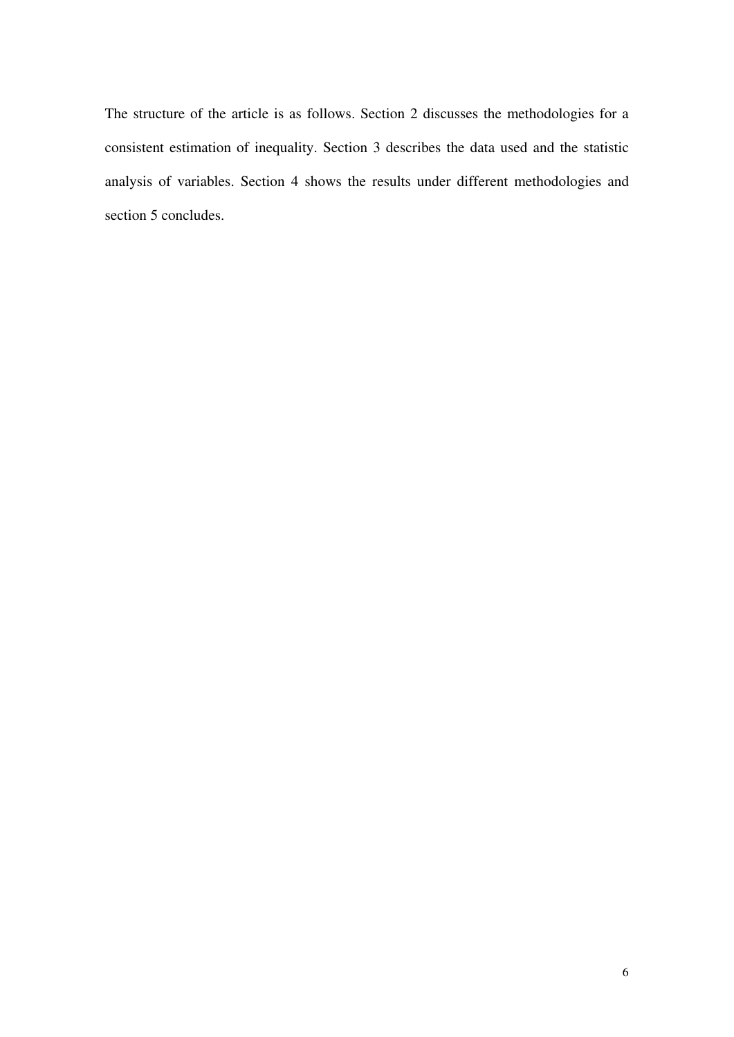The structure of the article is as follows. Section 2 discusses the methodologies for a consistent estimation of inequality. Section 3 describes the data used and the statistic analysis of variables. Section 4 shows the results under different methodologies and section 5 concludes.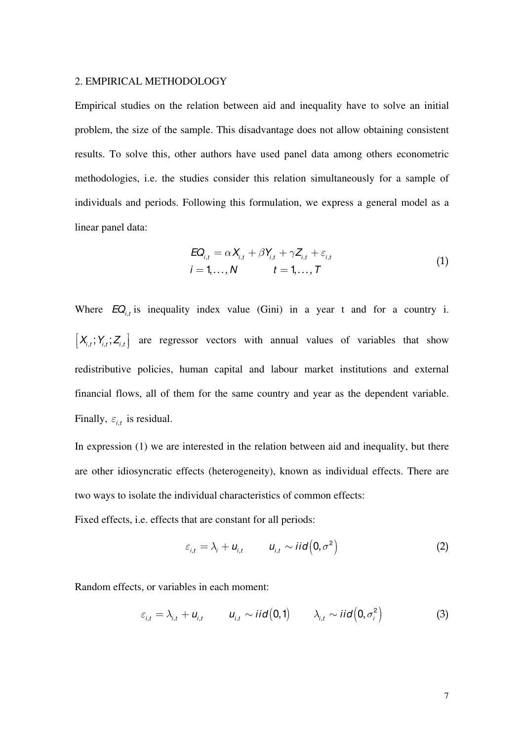## 2. EMPIRICAL METHODOLOGY

Empirical studies on the relation between aid and inequality have to solve an initial problem, the size of the sample. This disadvantage does not allow obtaining consistent results. To solve this, other authors have used panel data among others econometric methodologies, i.e. the studies consider this relation simultaneously for a sample of individuals and periods. Following this formulation, we express a general model as a linear panel data:

$$
\begin{aligned}
EQ_{i,t} &= \alpha X_{i,t} + \beta Y_{i,t} + \gamma Z_{i,t} + \varepsilon_{i,t} \\
i &= 1,\ldots,N \qquad t = 1,\ldots,T
\end{aligned}
\tag{1}
$$

Where $EQ_{i,t}$ is inequality index value (Gini) in a year t and for a country i. $\left[X_{i,t};Y_{i,t};Z_{i,t}\right]$ are regressor vectors with annual values of variables that show redistributive policies, human capital and labour market institutions and external financial flows, all of them for the same country and year as the dependent variable. Finally, $\varepsilon_{i,t}$ is residual.

In expression (1) we are interested in the relation between aid and inequality, but there are other idiosyncratic effects (heterogeneity), known as individual effects. There are two ways to isolate the individual characteristics of common effects:

Fixed effects, i.e. effects that are constant for all periods:

$$
\varepsilon_{i,t} = \lambda_i + u_{i,t} \qquad u_{i,t} \sim iid\left(0,\sigma^2\right) \tag{2}
$$

Random effects, or variables in each moment:

$$
\varepsilon_{i,t} = \lambda_{i,t} + u_{i,t} \qquad u_{i,t} \sim iid\left(0,1\right) \qquad \lambda_{i,t} \sim iid\left(0,\sigma_i^2\right) \tag{3}
$$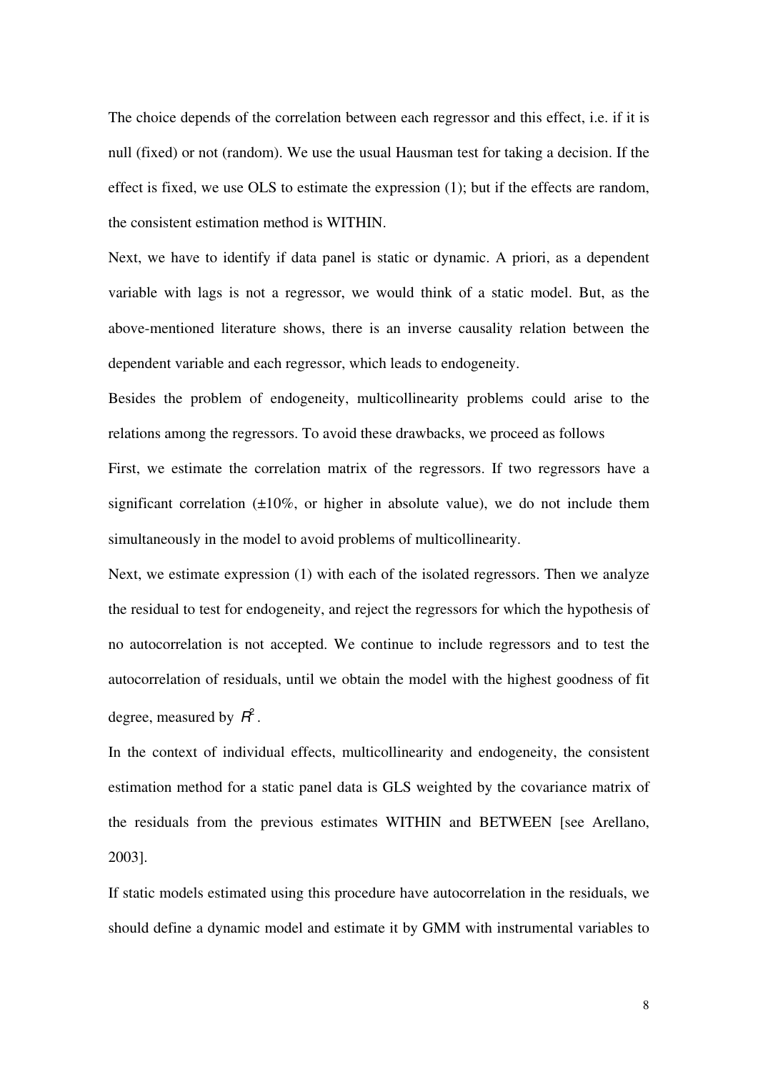The choice depends of the correlation between each regressor and this effect, i.e. if it is null (fixed) or not (random). We use the usual Hausman test for taking a decision. If the effect is fixed, we use OLS to estimate the expression (1); but if the effects are random, the consistent estimation method is WITHIN.

Next, we have to identify if data panel is static or dynamic. A priori, as a dependent variable with lags is not a regressor, we would think of a static model. But, as the above-mentioned literature shows, there is an inverse causality relation between the dependent variable and each regressor, which leads to endogeneity.

Besides the problem of endogeneity, multicollinearity problems could arise to the relations among the regressors. To avoid these drawbacks, we proceed as follows

First, we estimate the correlation matrix of the regressors. If two regressors have a significant correlation (±10%, or higher in absolute value), we do not include them simultaneously in the model to avoid problems of multicollinearity.

Next, we estimate expression (1) with each of the isolated regressors. Then we analyze the residual to test for endogeneity, and reject the regressors for which the hypothesis of no autocorrelation is not accepted. We continue to include regressors and to test the autocorrelation of residuals, until we obtain the model with the highest goodness of fit degree, measured by $R^2$.

In the context of individual effects, multicollinearity and endogeneity, the consistent estimation method for a static panel data is GLS weighted by the covariance matrix of the residuals from the previous estimates WITHIN and BETWEEN [see Arellano, 2003].

If static models estimated using this procedure have autocorrelation in the residuals, we should define a dynamic model and estimate it by GMM with instrumental variables to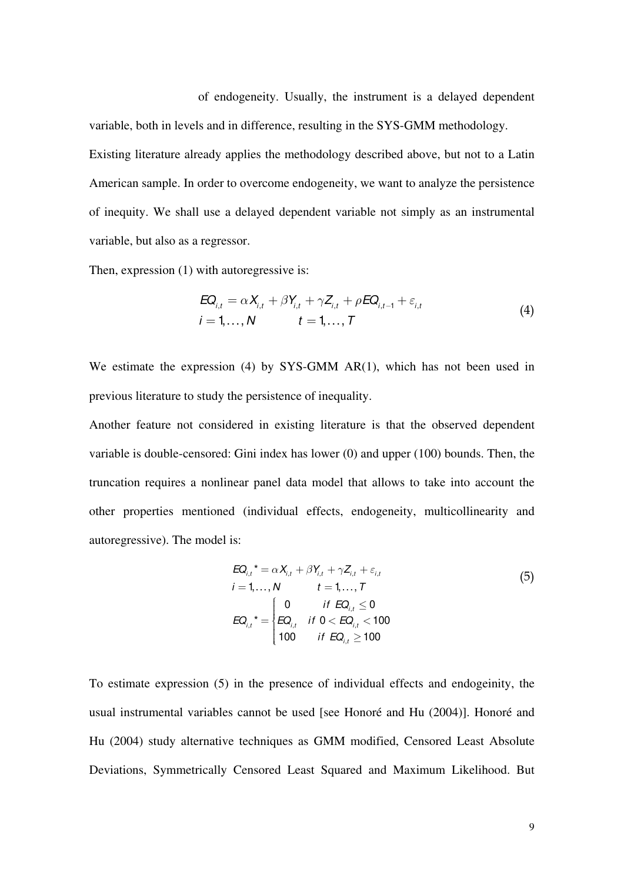of endogeneity. Usually, the instrument is a delayed dependent variable, both in levels and in difference, resulting in the SYS-GMM methodology.

Existing literature already applies the methodology described above, but not to a Latin American sample. In order to overcome endogeneity, we want to analyze the persistence of inequity. We shall use a delayed dependent variable not simply as an instrumental variable, but also as a regressor.

Then, expression (1) with autoregressive is:

$$
\begin{aligned}
&EQ_{i,t} = \alpha X_{i,t} + \beta Y_{i,t} + \gamma Z_{i,t} + \rho EQ_{i,t-1} + \varepsilon_{i,t} \\
&i = 1,\ldots,N \qquad t = 1,\ldots,T
\end{aligned}
\tag{4}
$$

We estimate the expression (4) by SYS-GMM AR(1), which has not been used in previous literature to study the persistence of inequality.

Another feature not considered in existing literature is that the observed dependent variable is double-censored: Gini index has lower (0) and upper (100) bounds. Then, the truncation requires a nonlinear panel data model that allows to take into account the other properties mentioned (individual effects, endogeneity, multicollinearity and autoregressive). The model is:

$$
\begin{aligned}
&EQ_{i,t}{}^{*} = \alpha X_{i,t} + \beta Y_{i,t} + \gamma Z_{i,t} + \varepsilon_{i,t} \\
&i = 1,\ldots,N \qquad t = 1,\ldots,T \\
&EQ_{i,t}{}^{*} = \begin{cases} 0 & if \ EQ_{i,t} \leq 0 \\ EQ_{i,t} & if \ 0 < EQ_{i,t} < 100 \\ 100 & if \ EQ_{i,t} \geq 100 \end{cases}
\end{aligned}
\tag{5}
$$

To estimate expression (5) in the presence of individual effects and endogeinity, the usual instrumental variables cannot be used [see Honoré and Hu (2004)]. Honoré and Hu (2004) study alternative techniques as GMM modified, Censored Least Absolute Deviations, Symmetrically Censored Least Squared and Maximum Likelihood. But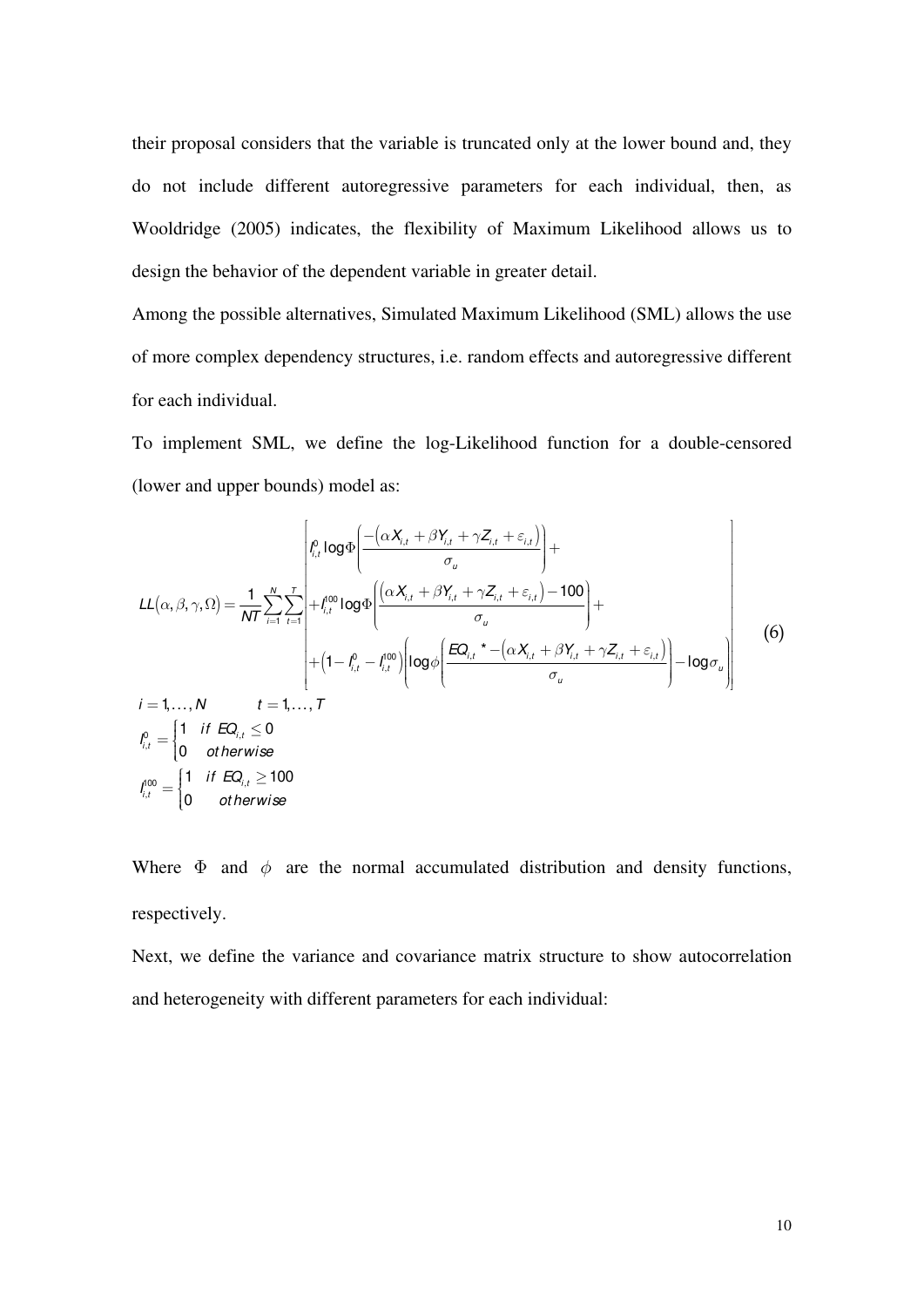their proposal considers that the variable is truncated only at the lower bound and, they do not include different autoregressive parameters for each individual, then, as Wooldridge (2005) indicates, the flexibility of Maximum Likelihood allows us to design the behavior of the dependent variable in greater detail.

Among the possible alternatives, Simulated Maximum Likelihood (SML) allows the use of more complex dependency structures, i.e. random effects and autoregressive different for each individual.

To implement SML, we define the log-Likelihood function for a double-censored (lower and upper bounds) model as:

$$
LL(\alpha,\beta,\gamma,\Omega)=\frac{1}{NT}\sum_{i=1}^{N}\sum_{t=1}^{T}\left[\begin{array}{l}
I_{i,t}^{0}\log\Phi\left(\dfrac{-\left(\alpha X_{i,t}+\beta Y_{i,t}+\gamma Z_{i,t}+\varepsilon_{i,t}\right)}{\sigma_u}\right)+\\
+I_{i,t}^{100}\log\Phi\left(\dfrac{\left(\alpha X_{i,t}+\beta Y_{i,t}+\gamma Z_{i,t}+\varepsilon_{i,t}\right)-100}{\sigma_u}\right)+\\
+\left(1-I_{i,t}^{0}-I_{i,t}^{100}\right)\left(\log\phi\left(\dfrac{EQ_{i,t}{}^{*}-\left(\alpha X_{i,t}+\beta Y_{i,t}+\gamma Z_{i,t}+\varepsilon_{i,t}\right)}{\sigma_u}\right)-\log\sigma_u\right)
\end{array}\right] \tag{6}
$$

$$
i=1,\ldots,N \qquad t=1,\ldots,T
$$

$$
I_{i,t}^{0}=\begin{cases}1 & if\ EQ_{i,t}\leq 0\\ 0 & otherwise\end{cases}
$$

$$
I_{i,t}^{100}=\begin{cases}1 & if\ EQ_{i,t}\geq 100\\ 0 & otherwise\end{cases}
$$

Where $\Phi$ and $\phi$ are the normal accumulated distribution and density functions, respectively.

Next, we define the variance and covariance matrix structure to show autocorrelation and heterogeneity with different parameters for each individual: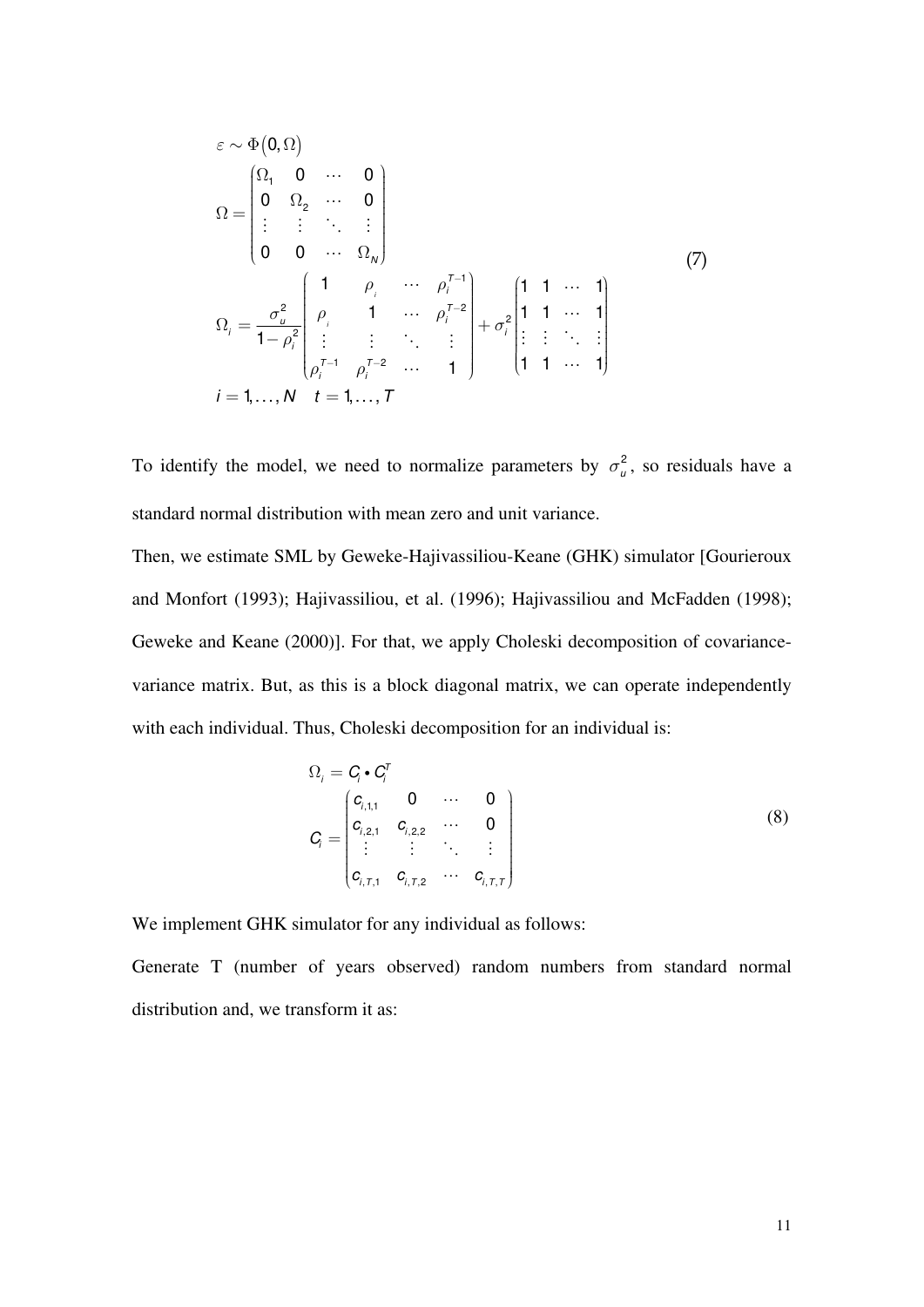$$
\begin{aligned}
&\varepsilon \sim \Phi(0, \Omega) \\
&\Omega = \begin{pmatrix} \Omega_1 & 0 & \cdots & 0 \\ 0 & \Omega_2 & \cdots & 0 \\ \vdots & \vdots & \ddots & \vdots \\ 0 & 0 & \cdots & \Omega_N \end{pmatrix} \\
&\Omega_i = \frac{\sigma_u^2}{1-\rho_i^2} \begin{pmatrix} 1 & \rho_i & \cdots & \rho_i^{T-1} \\ \rho_i & 1 & \cdots & \rho_i^{T-2} \\ \vdots & \vdots & \ddots & \vdots \\ \rho_i^{T-1} & \rho_i^{T-2} & \cdots & 1 \end{pmatrix} + \sigma_i^2 \begin{pmatrix} 1 & 1 & \cdots & 1 \\ 1 & 1 & \cdots & 1 \\ \vdots & \vdots & \ddots & \vdots \\ 1 & 1 & \cdots & 1 \end{pmatrix} \\
&i = 1, \ldots, N \quad t = 1, \ldots, T
\end{aligned}
\tag{7}
$$

To identify the model, we need to normalize parameters by $\sigma_u^2$, so residuals have a standard normal distribution with mean zero and unit variance.

Then, we estimate SML by Geweke-Hajivassiliou-Keane (GHK) simulator [Gourieroux and Monfort (1993); Hajivassiliou, et al. (1996); Hajivassiliou and McFadden (1998); Geweke and Keane (2000)]. For that, we apply Choleski decomposition of covariance-variance matrix. But, as this is a block diagonal matrix, we can operate independently with each individual. Thus, Choleski decomposition for an individual is:

$$
\begin{aligned}
&\Omega_i = C_i \bullet C_i^T \\
&C_i = \begin{pmatrix} c_{i,1,1} & 0 & \cdots & 0 \\ c_{i,2,1} & c_{i,2,2} & \cdots & 0 \\ \vdots & \vdots & \ddots & \vdots \\ c_{i,T,1} & c_{i,T,2} & \cdots & c_{i,T,T} \end{pmatrix}
\end{aligned}
\tag{8}
$$

We implement GHK simulator for any individual as follows:

Generate T (number of years observed) random numbers from standard normal distribution and, we transform it as: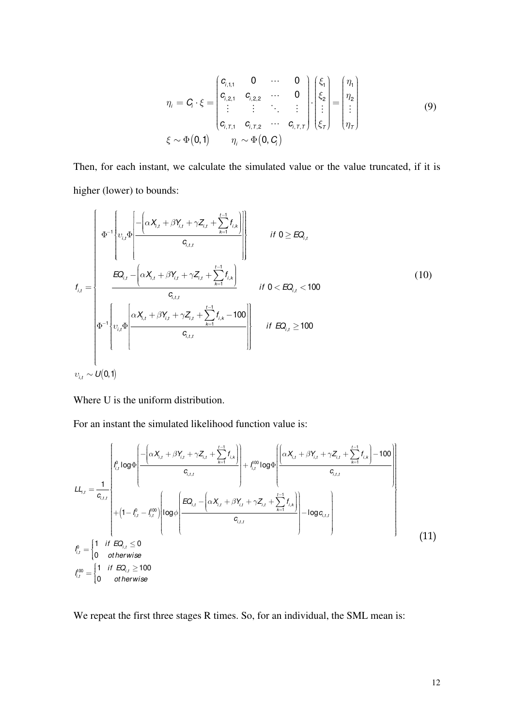$$
\eta_i = C_i \cdot \xi = \begin{pmatrix} c_{i,1,1} & 0 & \cdots & 0 \\ c_{i,2,1} & c_{i,2,2} & \cdots & 0 \\ \vdots & \vdots & \ddots & \vdots \\ c_{i,T,1} & c_{i,T,2} & \cdots & c_{i,T,T} \end{pmatrix} \cdot \begin{pmatrix} \xi_1 \\ \xi_2 \\ \vdots \\ \xi_T \end{pmatrix} = \begin{pmatrix} \eta_1 \\ \eta_2 \\ \vdots \\ \eta_T \end{pmatrix} \tag{9}
$$

$$
\xi \sim \Phi(0,1) \qquad \eta_i \sim \Phi(0, C_i)
$$

Then, for each instant, we calculate the simulated value or the value truncated, if it is higher (lower) to bounds:

$$
f_{i,t} = \begin{cases} \Phi^{-1}\left\{ \upsilon_{i,t} \Phi\left[ \dfrac{-\left( \alpha X_{i,t} + \beta Y_{i,t} + \gamma Z_{i,t} + \sum_{k=1}^{t-1} f_{i,k} \right)}{c_{i,t,t}} \right] \right\} & if\ 0 \geq EQ_{i,t} \\[2ex] \dfrac{EQ_{i,t} - \left( \alpha X_{i,t} + \beta Y_{i,t} + \gamma Z_{i,t} + \sum_{k=1}^{t-1} f_{i,k} \right)}{c_{i,t,t}} & if\ 0 < EQ_{i,t} < 100 \\[2ex] \Phi^{-1}\left\{ \upsilon_{i,t} \Phi\left[ \dfrac{\alpha X_{i,t} + \beta Y_{i,t} + \gamma Z_{i,t} + \sum_{k=1}^{t-1} f_{i,k} - 100}{c_{i,t,t}} \right] \right\} & if\ EQ_{i,t} \geq 100 \end{cases} \tag{10}
$$

$$
\upsilon_{i,t} \sim U(0,1)
$$

Where U is the uniform distribution.

For an instant the simulated likelihood function value is:

$$
LL_{i,t} = \frac{1}{c_{i,t,t}} \left\{ \begin{aligned} & I_{i,t}^{0} \log \Phi\left( \frac{-\left( \alpha X_{i,t} + \beta Y_{i,t} + \gamma Z_{i,t} + \sum_{k=1}^{t-1} f_{i,k} \right)}{c_{i,t,t}} \right) + I_{i,t}^{100} \log \Phi\left( \frac{\left( \alpha X_{i,t} + \beta Y_{i,t} + \gamma Z_{i,t} + \sum_{k=1}^{t-1} f_{i,k} \right) - 100}{c_{i,t,t}} \right) \\ & + \left(1 - I_{i,t}^{0} - I_{i,t}^{100}\right) \left( \log \phi\left( \frac{EQ_{i,t} - \left( \alpha X_{i,t} + \beta Y_{i,t} + \gamma Z_{i,t} + \sum_{k=1}^{t-1} f_{i,k} \right)}{c_{i,t,t}} \right) - \log c_{i,t,t} \right) \end{aligned} \right\} \tag{11}
$$

$$
I_{i,t}^{0} = \begin{cases} 1 & if\ EQ_{i,t} \leq 0 \\ 0 & otherwise \end{cases}
$$

$$
I_{i,t}^{100} = \begin{cases} 1 & if\ EQ_{i,t} \geq 100 \\ 0 & otherwise \end{cases}
$$

We repeat the first three stages R times. So, for an individual, the SML mean is: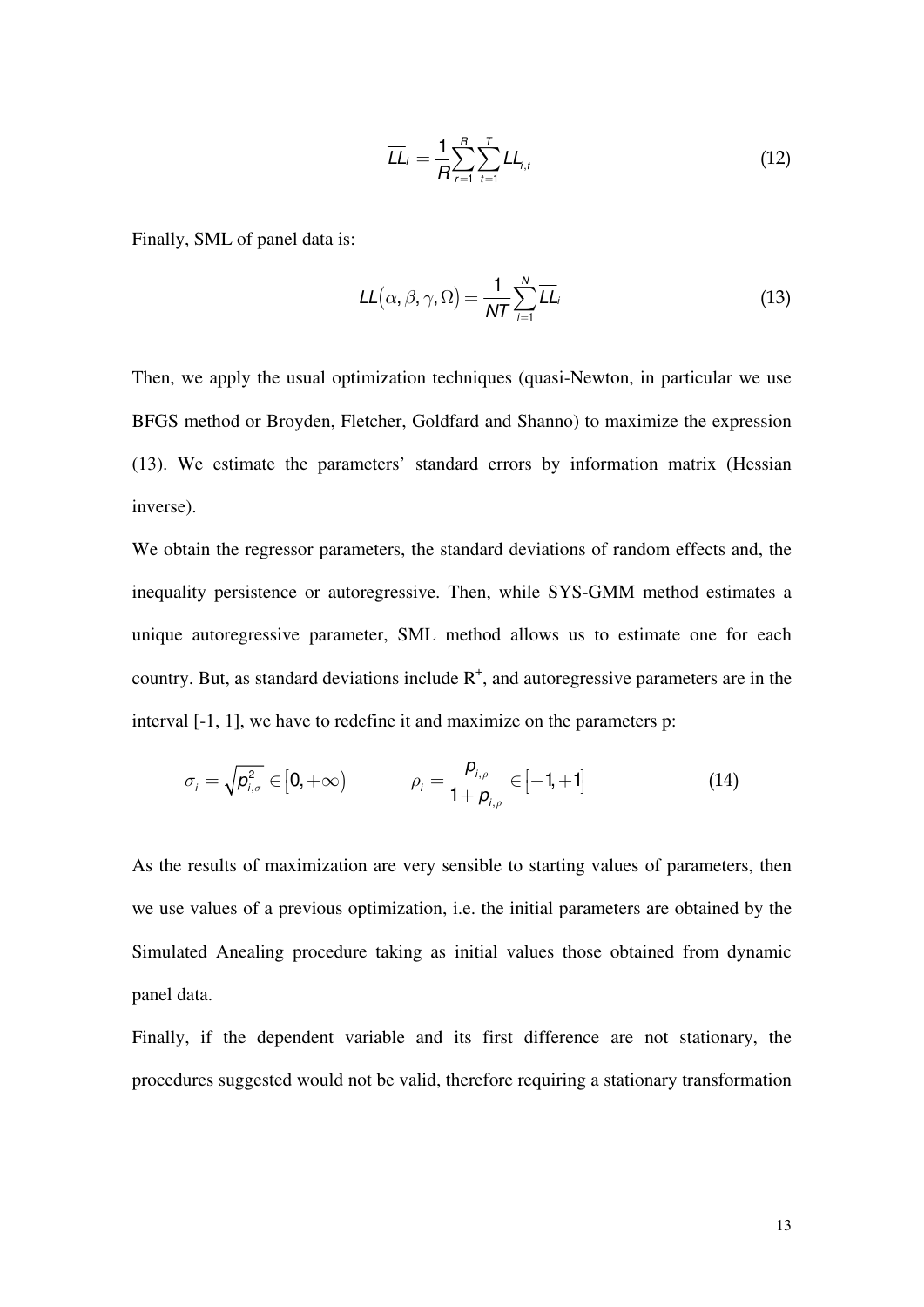$$\overline{LL}_i = \frac{1}{R}\sum_{r=1}^{R}\sum_{t=1}^{T} LL_{i,t} \tag{12}$$

Finally, SML of panel data is:

$$LL(\alpha, \beta, \gamma, \Omega) = \frac{1}{NT}\sum_{i=1}^{N}\overline{LL}_i \tag{13}$$

Then, we apply the usual optimization techniques (quasi-Newton, in particular we use BFGS method or Broyden, Fletcher, Goldfard and Shanno) to maximize the expression (13). We estimate the parameters' standard errors by information matrix (Hessian inverse).

We obtain the regressor parameters, the standard deviations of random effects and, the inequality persistence or autoregressive. Then, while SYS-GMM method estimates a unique autoregressive parameter, SML method allows us to estimate one for each country. But, as standard deviations include $R^+$, and autoregressive parameters are in the interval [-1, 1], we have to redefine it and maximize on the parameters p:

$$\sigma_i = \sqrt{p_{i,\sigma}^2} \in [0, +\infty) \qquad \rho_i = \frac{p_{i,\rho}}{1 + p_{i,\rho}} \in [-1, +1] \tag{14}$$

As the results of maximization are very sensible to starting values of parameters, then we use values of a previous optimization, i.e. the initial parameters are obtained by the Simulated Anealing procedure taking as initial values those obtained from dynamic panel data.

Finally, if the dependent variable and its first difference are not stationary, the procedures suggested would not be valid, therefore requiring a stationary transformation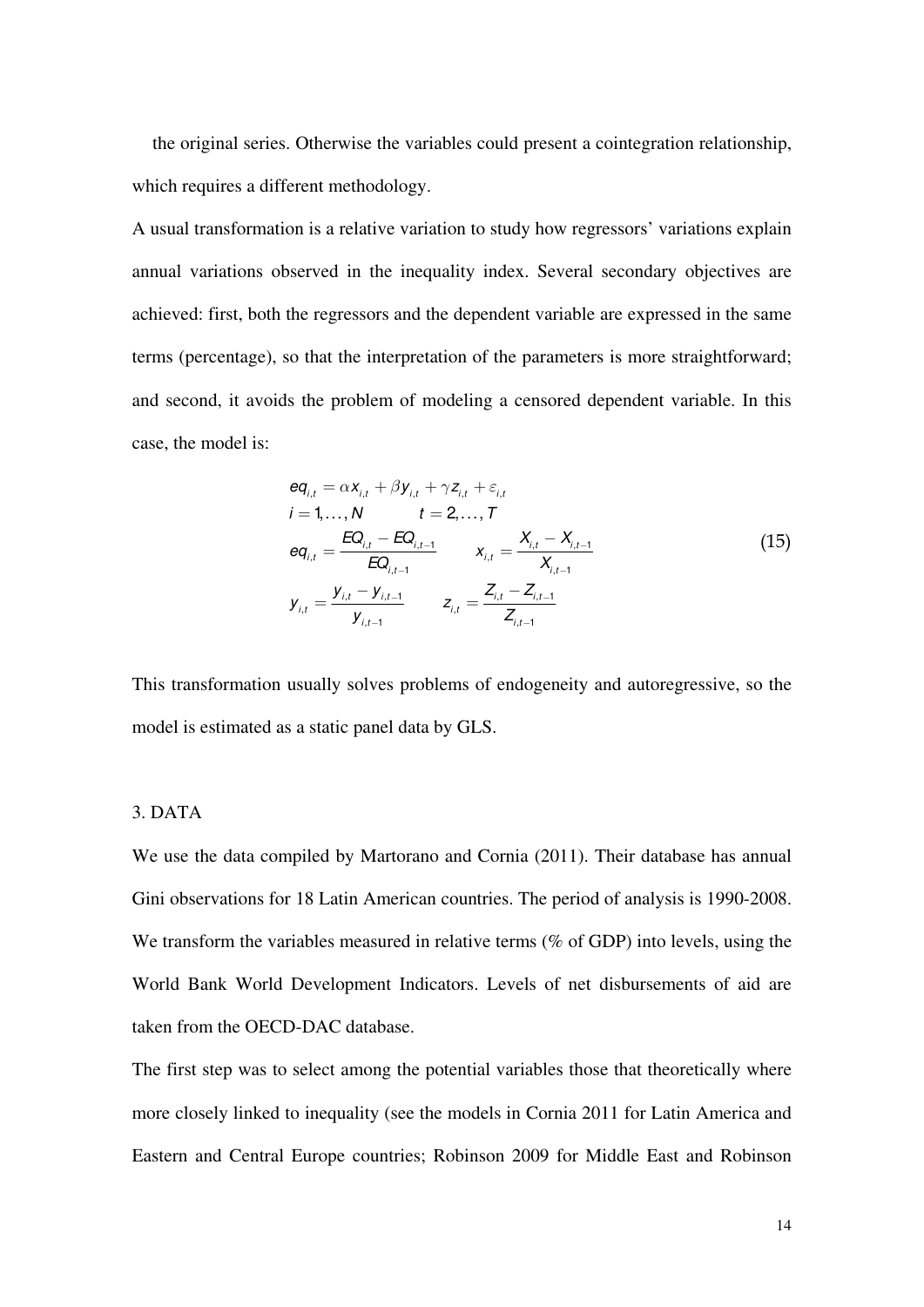the original series. Otherwise the variables could present a cointegration relationship, which requires a different methodology.

A usual transformation is a relative variation to study how regressors' variations explain annual variations observed in the inequality index. Several secondary objectives are achieved: first, both the regressors and the dependent variable are expressed in the same terms (percentage), so that the interpretation of the parameters is more straightforward; and second, it avoids the problem of modeling a censored dependent variable. In this case, the model is:

$$
\begin{aligned}
& eq_{i,t} = \alpha x_{i,t} + \beta y_{i,t} + \gamma z_{i,t} + \varepsilon_{i,t} \\
& i = 1,\ldots,N \qquad t = 2,\ldots,T \\
& eq_{i,t} = \frac{EQ_{i,t} - EQ_{i,t-1}}{EQ_{i,t-1}} \qquad x_{i,t} = \frac{X_{i,t} - X_{i,t-1}}{X_{i,t-1}} \\
& y_{i,t} = \frac{y_{i,t} - y_{i,t-1}}{y_{i,t-1}} \qquad z_{i,t} = \frac{Z_{i,t} - Z_{i,t-1}}{Z_{i,t-1}}
\end{aligned}
\tag{15}
$$

This transformation usually solves problems of endogeneity and autoregressive, so the model is estimated as a static panel data by GLS.

## 3. DATA

We use the data compiled by Martorano and Cornia (2011). Their database has annual Gini observations for 18 Latin American countries. The period of analysis is 1990-2008. We transform the variables measured in relative terms (% of GDP) into levels, using the World Bank World Development Indicators. Levels of net disbursements of aid are taken from the OECD-DAC database.

The first step was to select among the potential variables those that theoretically where more closely linked to inequality (see the models in Cornia 2011 for Latin America and Eastern and Central Europe countries; Robinson 2009 for Middle East and Robinson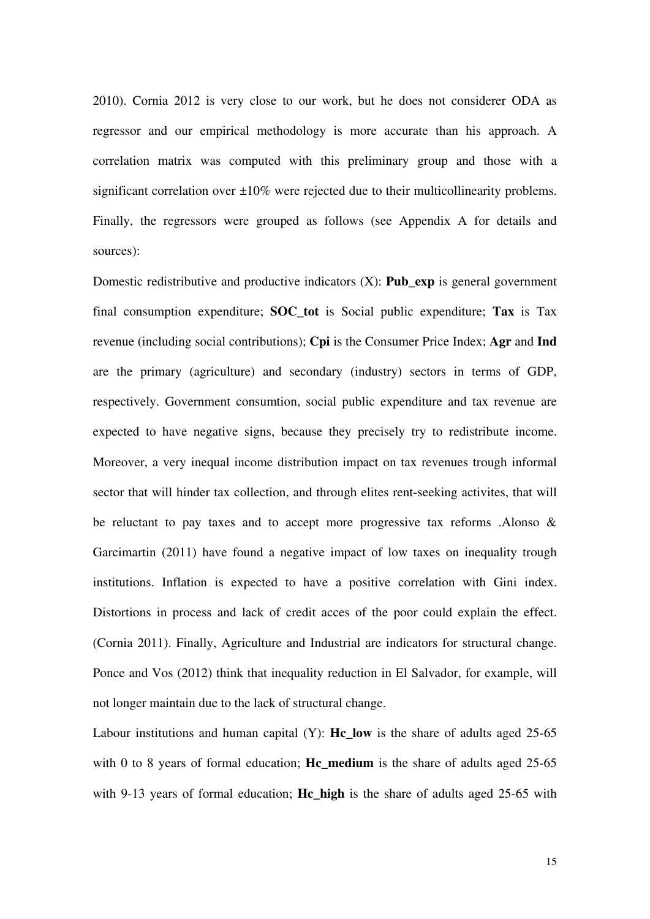2010). Cornia 2012 is very close to our work, but he does not considerer ODA as regressor and our empirical methodology is more accurate than his approach. A correlation matrix was computed with this preliminary group and those with a significant correlation over ±10% were rejected due to their multicollinearity problems. Finally, the regressors were grouped as follows (see Appendix A for details and sources):

Domestic redistributive and productive indicators (X): **Pub_exp** is general government final consumption expenditure; **SOC_tot** is Social public expenditure; **Tax** is Tax revenue (including social contributions); **Cpi** is the Consumer Price Index; **Agr** and **Ind** are the primary (agriculture) and secondary (industry) sectors in terms of GDP, respectively. Government consumtion, social public expenditure and tax revenue are expected to have negative signs, because they precisely try to redistribute income. Moreover, a very inequal income distribution impact on tax revenues trough informal sector that will hinder tax collection, and through elites rent-seeking activites, that will be reluctant to pay taxes and to accept more progressive tax reforms .Alonso & Garcimartin (2011) have found a negative impact of low taxes on inequality trough institutions. Inflation is expected to have a positive correlation with Gini index. Distortions in process and lack of credit acces of the poor could explain the effect. (Cornia 2011). Finally, Agriculture and Industrial are indicators for structural change. Ponce and Vos (2012) think that inequality reduction in El Salvador, for example, will not longer maintain due to the lack of structural change.

Labour institutions and human capital (Y): **Hc_low** is the share of adults aged 25-65 with 0 to 8 years of formal education; **Hc_medium** is the share of adults aged 25-65 with 9-13 years of formal education; **Hc_high** is the share of adults aged 25-65 with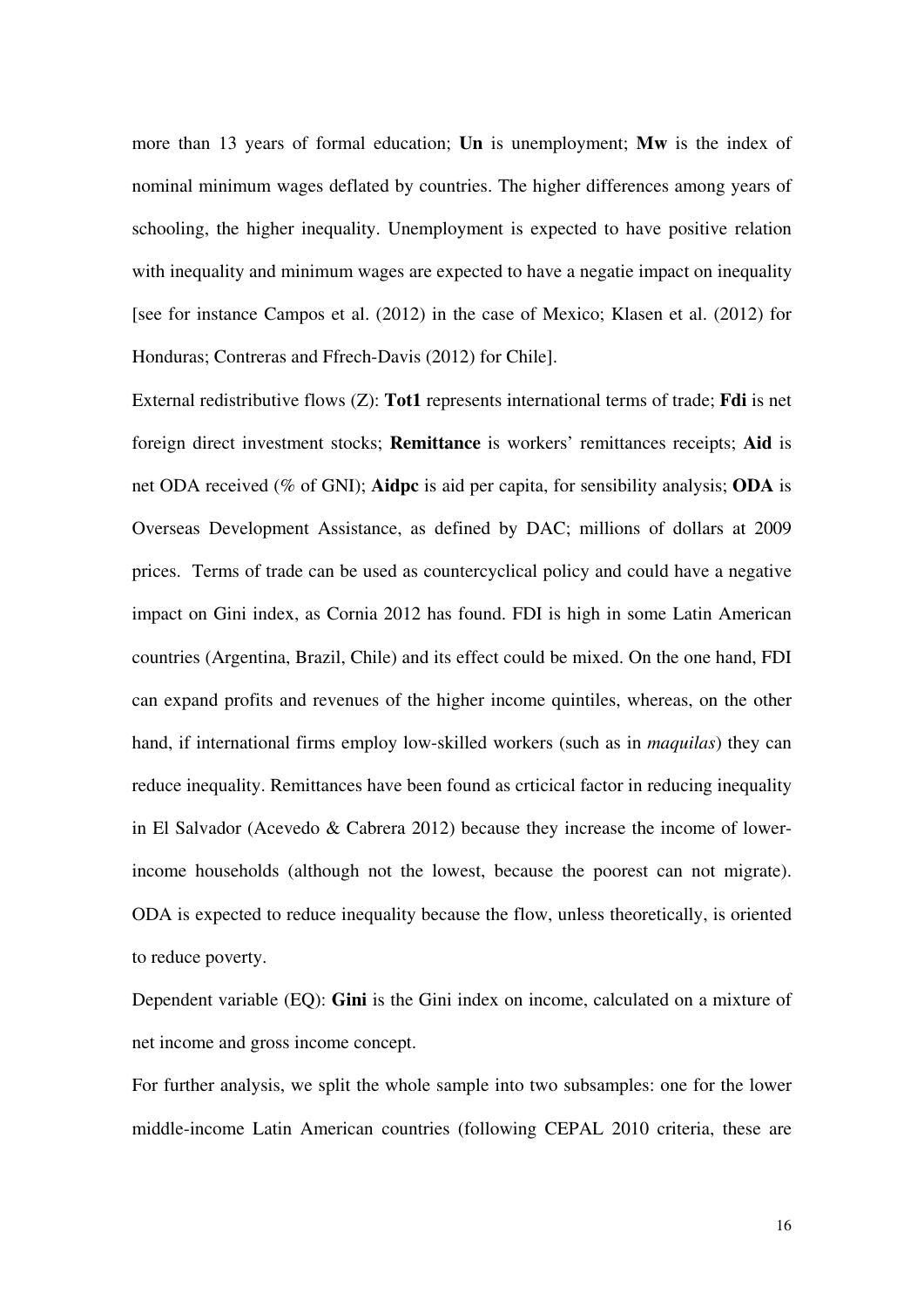more than 13 years of formal education; **Un** is unemployment; **Mw** is the index of nominal minimum wages deflated by countries. The higher differences among years of schooling, the higher inequality. Unemployment is expected to have positive relation with inequality and minimum wages are expected to have a negatie impact on inequality [see for instance Campos et al. (2012) in the case of Mexico; Klasen et al. (2012) for Honduras; Contreras and Ffrech-Davis (2012) for Chile].

External redistributive flows (Z): **Tot1** represents international terms of trade; **Fdi** is net foreign direct investment stocks; **Remittance** is workers' remittances receipts; **Aid** is net ODA received (% of GNI); **Aidpc** is aid per capita, for sensibility analysis; **ODA** is Overseas Development Assistance, as defined by DAC; millions of dollars at 2009 prices. Terms of trade can be used as countercyclical policy and could have a negative impact on Gini index, as Cornia 2012 has found. FDI is high in some Latin American countries (Argentina, Brazil, Chile) and its effect could be mixed. On the one hand, FDI can expand profits and revenues of the higher income quintiles, whereas, on the other hand, if international firms employ low-skilled workers (such as in *maquilas*) they can reduce inequality. Remittances have been found as crticical factor in reducing inequality in El Salvador (Acevedo & Cabrera 2012) because they increase the income of lower-income households (although not the lowest, because the poorest can not migrate). ODA is expected to reduce inequality because the flow, unless theoretically, is oriented to reduce poverty.

Dependent variable (EQ): **Gini** is the Gini index on income, calculated on a mixture of net income and gross income concept.

For further analysis, we split the whole sample into two subsamples: one for the lower middle-income Latin American countries (following CEPAL 2010 criteria, these are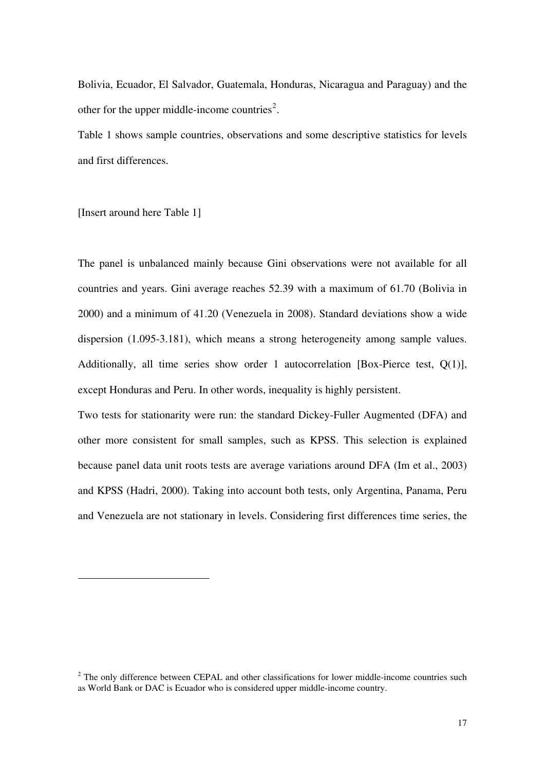Bolivia, Ecuador, El Salvador, Guatemala, Honduras, Nicaragua and Paraguay) and the other for the upper middle-income countries[2].

Table 1 shows sample countries, observations and some descriptive statistics for levels and first differences.

[Insert around here Table 1]

The panel is unbalanced mainly because Gini observations were not available for all countries and years. Gini average reaches 52.39 with a maximum of 61.70 (Bolivia in 2000) and a minimum of 41.20 (Venezuela in 2008). Standard deviations show a wide dispersion (1.095-3.181), which means a strong heterogeneity among sample values. Additionally, all time series show order 1 autocorrelation [Box-Pierce test, Q(1)], except Honduras and Peru. In other words, inequality is highly persistent.

Two tests for stationarity were run: the standard Dickey-Fuller Augmented (DFA) and other more consistent for small samples, such as KPSS. This selection is explained because panel data unit roots tests are average variations around DFA (Im et al., 2003) and KPSS (Hadri, 2000). Taking into account both tests, only Argentina, Panama, Peru and Venezuela are not stationary in levels. Considering first differences time series, the

[2] The only difference between CEPAL and other classifications for lower middle-income countries such as World Bank or DAC is Ecuador who is considered upper middle-income country.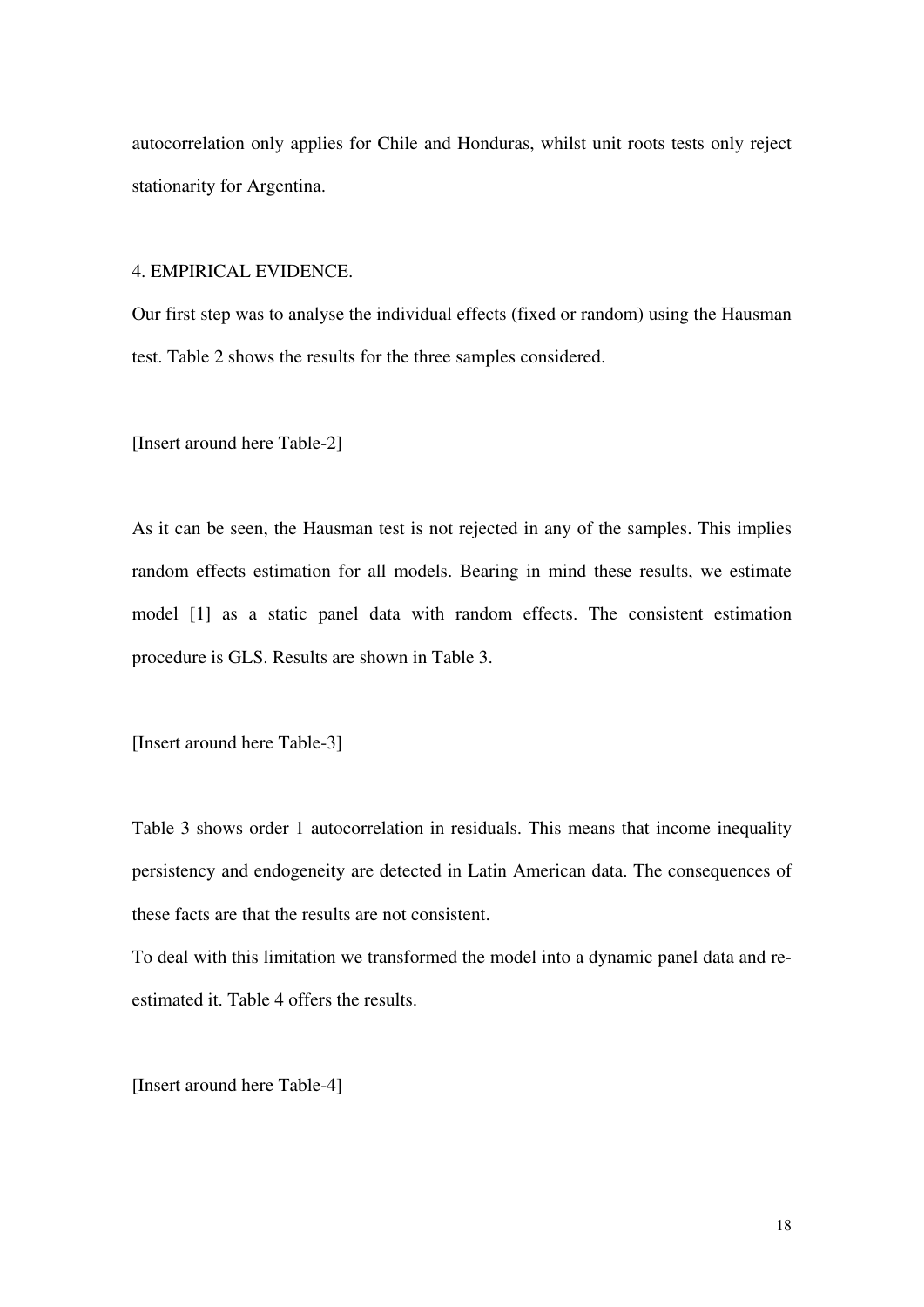autocorrelation only applies for Chile and Honduras, whilst unit roots tests only reject stationarity for Argentina.

## 4. EMPIRICAL EVIDENCE.

Our first step was to analyse the individual effects (fixed or random) using the Hausman test. Table 2 shows the results for the three samples considered.

[Insert around here Table-2]

As it can be seen, the Hausman test is not rejected in any of the samples. This implies random effects estimation for all models. Bearing in mind these results, we estimate model [1] as a static panel data with random effects. The consistent estimation procedure is GLS. Results are shown in Table 3.

[Insert around here Table-3]

Table 3 shows order 1 autocorrelation in residuals. This means that income inequality persistency and endogeneity are detected in Latin American data. The consequences of these facts are that the results are not consistent.

To deal with this limitation we transformed the model into a dynamic panel data and re-estimated it. Table 4 offers the results.

[Insert around here Table-4]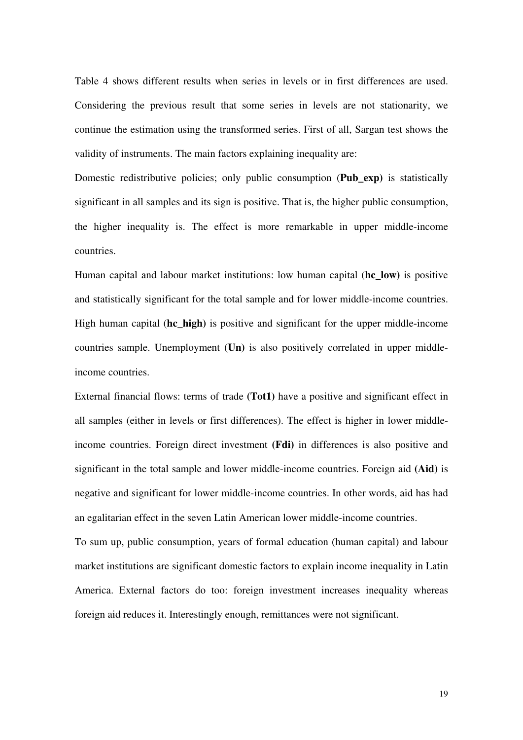Table 4 shows different results when series in levels or in first differences are used. Considering the previous result that some series in levels are not stationarity, we continue the estimation using the transformed series. First of all, Sargan test shows the validity of instruments. The main factors explaining inequality are:

Domestic redistributive policies; only public consumption (**Pub_exp)** is statistically significant in all samples and its sign is positive. That is, the higher public consumption, the higher inequality is. The effect is more remarkable in upper middle-income countries.

Human capital and labour market institutions: low human capital (**hc_low)** is positive and statistically significant for the total sample and for lower middle-income countries. High human capital (**hc_high)** is positive and significant for the upper middle-income countries sample. Unemployment (**Un)** is also positively correlated in upper middle-income countries.

External financial flows: terms of trade **(Tot1)** have a positive and significant effect in all samples (either in levels or first differences). The effect is higher in lower middle-income countries. Foreign direct investment **(Fdi)** in differences is also positive and significant in the total sample and lower middle-income countries. Foreign aid **(Aid)** is negative and significant for lower middle-income countries. In other words, aid has had an egalitarian effect in the seven Latin American lower middle-income countries.

To sum up, public consumption, years of formal education (human capital) and labour market institutions are significant domestic factors to explain income inequality in Latin America. External factors do too: foreign investment increases inequality whereas foreign aid reduces it. Interestingly enough, remittances were not significant.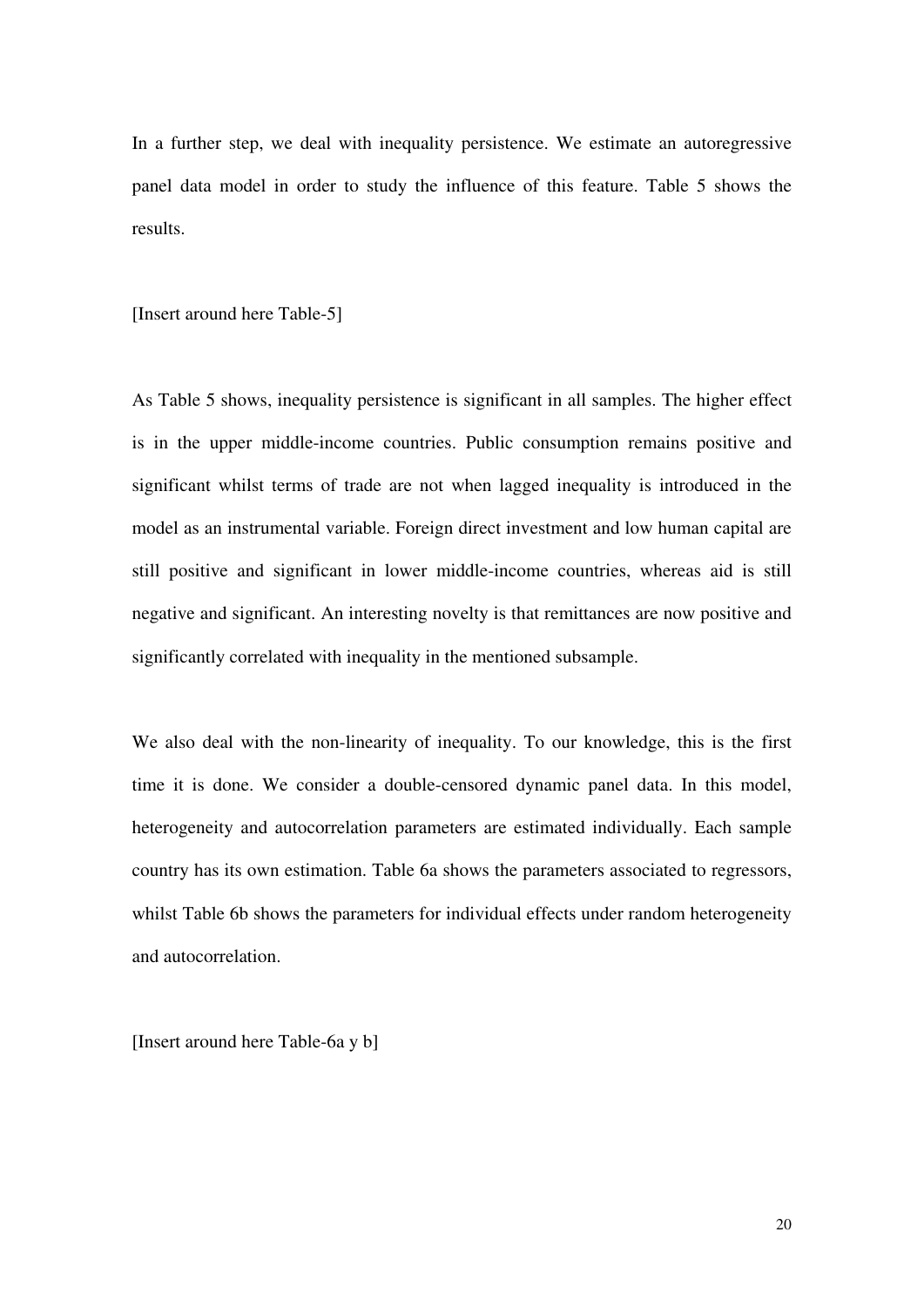In a further step, we deal with inequality persistence. We estimate an autoregressive panel data model in order to study the influence of this feature. Table 5 shows the results.

[Insert around here Table-5]

As Table 5 shows, inequality persistence is significant in all samples. The higher effect is in the upper middle-income countries. Public consumption remains positive and significant whilst terms of trade are not when lagged inequality is introduced in the model as an instrumental variable. Foreign direct investment and low human capital are still positive and significant in lower middle-income countries, whereas aid is still negative and significant. An interesting novelty is that remittances are now positive and significantly correlated with inequality in the mentioned subsample.

We also deal with the non-linearity of inequality. To our knowledge, this is the first time it is done. We consider a double-censored dynamic panel data. In this model, heterogeneity and autocorrelation parameters are estimated individually. Each sample country has its own estimation. Table 6a shows the parameters associated to regressors, whilst Table 6b shows the parameters for individual effects under random heterogeneity and autocorrelation.

[Insert around here Table-6a y b]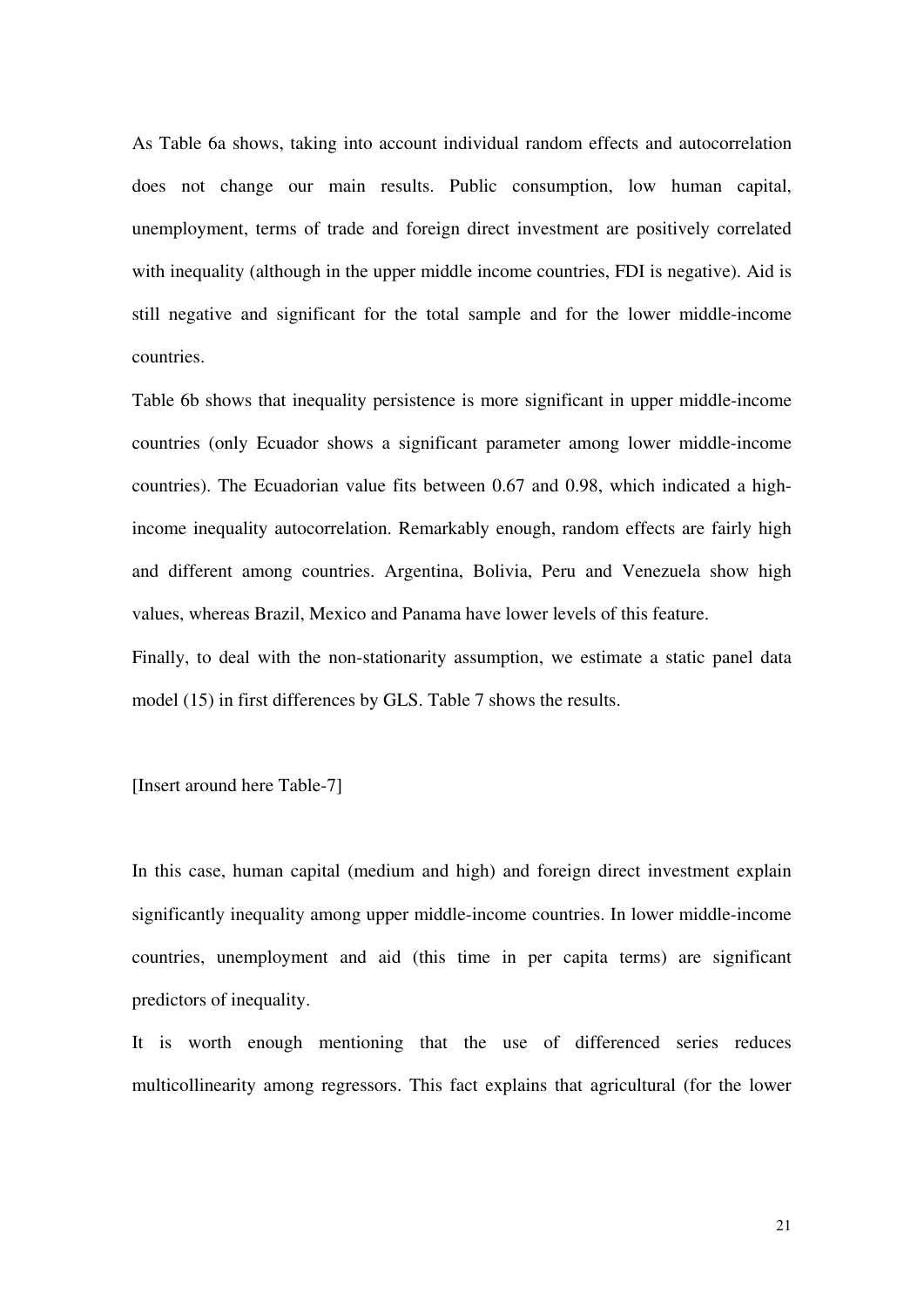As Table 6a shows, taking into account individual random effects and autocorrelation does not change our main results. Public consumption, low human capital, unemployment, terms of trade and foreign direct investment are positively correlated with inequality (although in the upper middle income countries, FDI is negative). Aid is still negative and significant for the total sample and for the lower middle-income countries.

Table 6b shows that inequality persistence is more significant in upper middle-income countries (only Ecuador shows a significant parameter among lower middle-income countries). The Ecuadorian value fits between 0.67 and 0.98, which indicated a high-income inequality autocorrelation. Remarkably enough, random effects are fairly high and different among countries. Argentina, Bolivia, Peru and Venezuela show high values, whereas Brazil, Mexico and Panama have lower levels of this feature.

Finally, to deal with the non-stationarity assumption, we estimate a static panel data model (15) in first differences by GLS. Table 7 shows the results.

[Insert around here Table-7]

In this case, human capital (medium and high) and foreign direct investment explain significantly inequality among upper middle-income countries. In lower middle-income countries, unemployment and aid (this time in per capita terms) are significant predictors of inequality.

It is worth enough mentioning that the use of differenced series reduces multicollinearity among regressors. This fact explains that agricultural (for the lower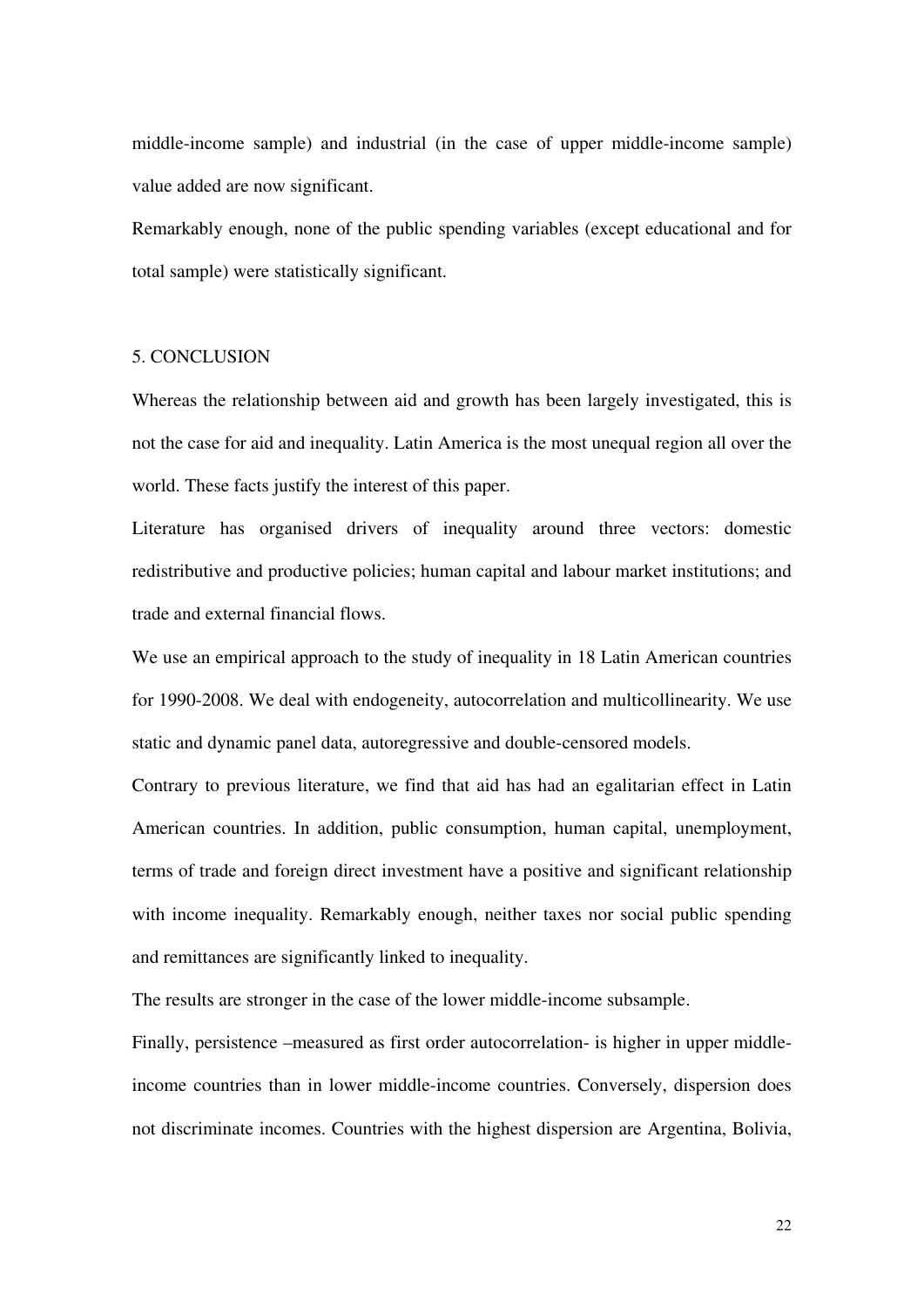middle-income sample) and industrial (in the case of upper middle-income sample) value added are now significant.

Remarkably enough, none of the public spending variables (except educational and for total sample) were statistically significant.

## 5. CONCLUSION

Whereas the relationship between aid and growth has been largely investigated, this is not the case for aid and inequality. Latin America is the most unequal region all over the world. These facts justify the interest of this paper.

Literature has organised drivers of inequality around three vectors: domestic redistributive and productive policies; human capital and labour market institutions; and trade and external financial flows.

We use an empirical approach to the study of inequality in 18 Latin American countries for 1990-2008. We deal with endogeneity, autocorrelation and multicollinearity. We use static and dynamic panel data, autoregressive and double-censored models.

Contrary to previous literature, we find that aid has had an egalitarian effect in Latin American countries. In addition, public consumption, human capital, unemployment, terms of trade and foreign direct investment have a positive and significant relationship with income inequality. Remarkably enough, neither taxes nor social public spending and remittances are significantly linked to inequality.

The results are stronger in the case of the lower middle-income subsample.

Finally, persistence –measured as first order autocorrelation- is higher in upper middle-income countries than in lower middle-income countries. Conversely, dispersion does not discriminate incomes. Countries with the highest dispersion are Argentina, Bolivia,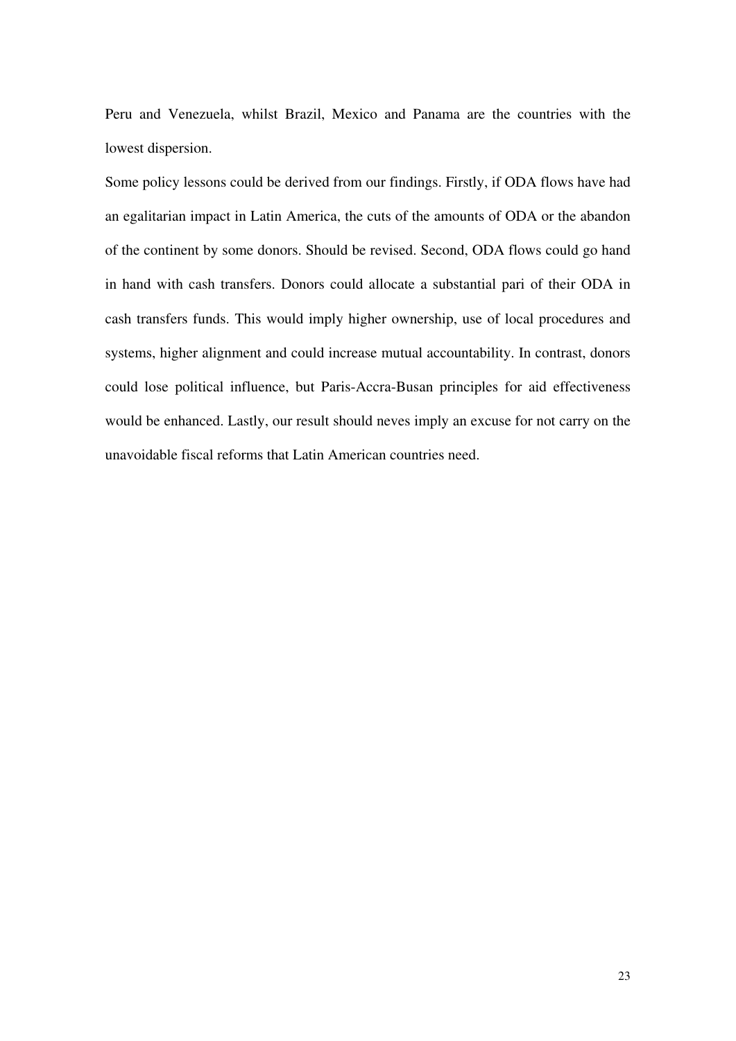Peru and Venezuela, whilst Brazil, Mexico and Panama are the countries with the lowest dispersion.

Some policy lessons could be derived from our findings. Firstly, if ODA flows have had an egalitarian impact in Latin America, the cuts of the amounts of ODA or the abandon of the continent by some donors. Should be revised. Second, ODA flows could go hand in hand with cash transfers. Donors could allocate a substantial pari of their ODA in cash transfers funds. This would imply higher ownership, use of local procedures and systems, higher alignment and could increase mutual accountability. In contrast, donors could lose political influence, but Paris-Accra-Busan principles for aid effectiveness would be enhanced. Lastly, our result should neves imply an excuse for not carry on the unavoidable fiscal reforms that Latin American countries need.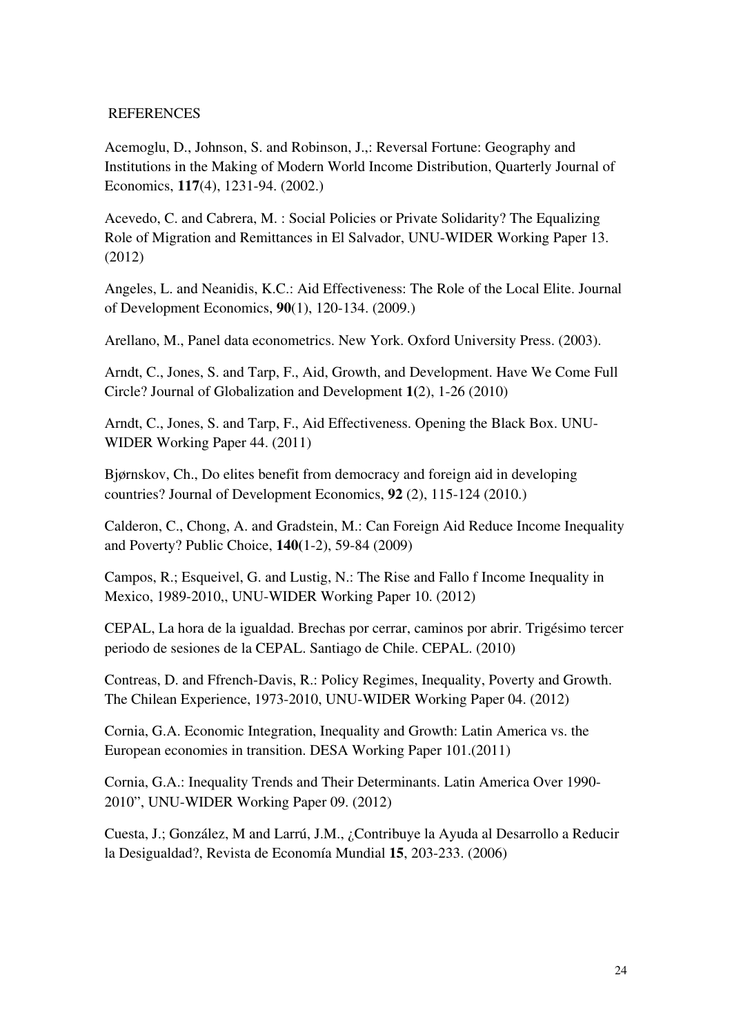## REFERENCES

Acemoglu, D., Johnson, S. and Robinson, J.,: Reversal Fortune: Geography and Institutions in the Making of Modern World Income Distribution, Quarterly Journal of Economics, **117**(4), 1231-94. (2002.)

Acevedo, C. and Cabrera, M. : Social Policies or Private Solidarity? The Equalizing Role of Migration and Remittances in El Salvador, UNU-WIDER Working Paper 13. (2012)

Angeles, L. and Neanidis, K.C.: Aid Effectiveness: The Role of the Local Elite. Journal of Development Economics, **90**(1), 120-134. (2009.)

Arellano, M., Panel data econometrics. New York. Oxford University Press. (2003).

Arndt, C., Jones, S. and Tarp, F., Aid, Growth, and Development. Have We Come Full Circle? Journal of Globalization and Development **1**(2), 1-26 (2010)

Arndt, C., Jones, S. and Tarp, F., Aid Effectiveness. Opening the Black Box. UNU-WIDER Working Paper 44. (2011)

Bjørnskov, Ch., Do elites benefit from democracy and foreign aid in developing countries? Journal of Development Economics, **92** (2), 115-124 (2010.)

Calderon, C., Chong, A. and Gradstein, M.: Can Foreign Aid Reduce Income Inequality and Poverty? Public Choice, **140**(1-2), 59-84 (2009)

Campos, R.; Esqueivel, G. and Lustig, N.: The Rise and Fallo f Income Inequality in Mexico, 1989-2010,, UNU-WIDER Working Paper 10. (2012)

CEPAL, La hora de la igualdad. Brechas por cerrar, caminos por abrir. Trigésimo tercer periodo de sesiones de la CEPAL. Santiago de Chile. CEPAL. (2010)

Contreas, D. and Ffrench-Davis, R.: Policy Regimes, Inequality, Poverty and Growth. The Chilean Experience, 1973-2010, UNU-WIDER Working Paper 04. (2012)

Cornia, G.A. Economic Integration, Inequality and Growth: Latin America vs. the European economies in transition. DESA Working Paper 101.(2011)

Cornia, G.A.: Inequality Trends and Their Determinants. Latin America Over 1990-2010", UNU-WIDER Working Paper 09. (2012)

Cuesta, J.; González, M and Larrú, J.M., ¿Contribuye la Ayuda al Desarrollo a Reducir la Desigualdad?, Revista de Economía Mundial **15**, 203-233. (2006)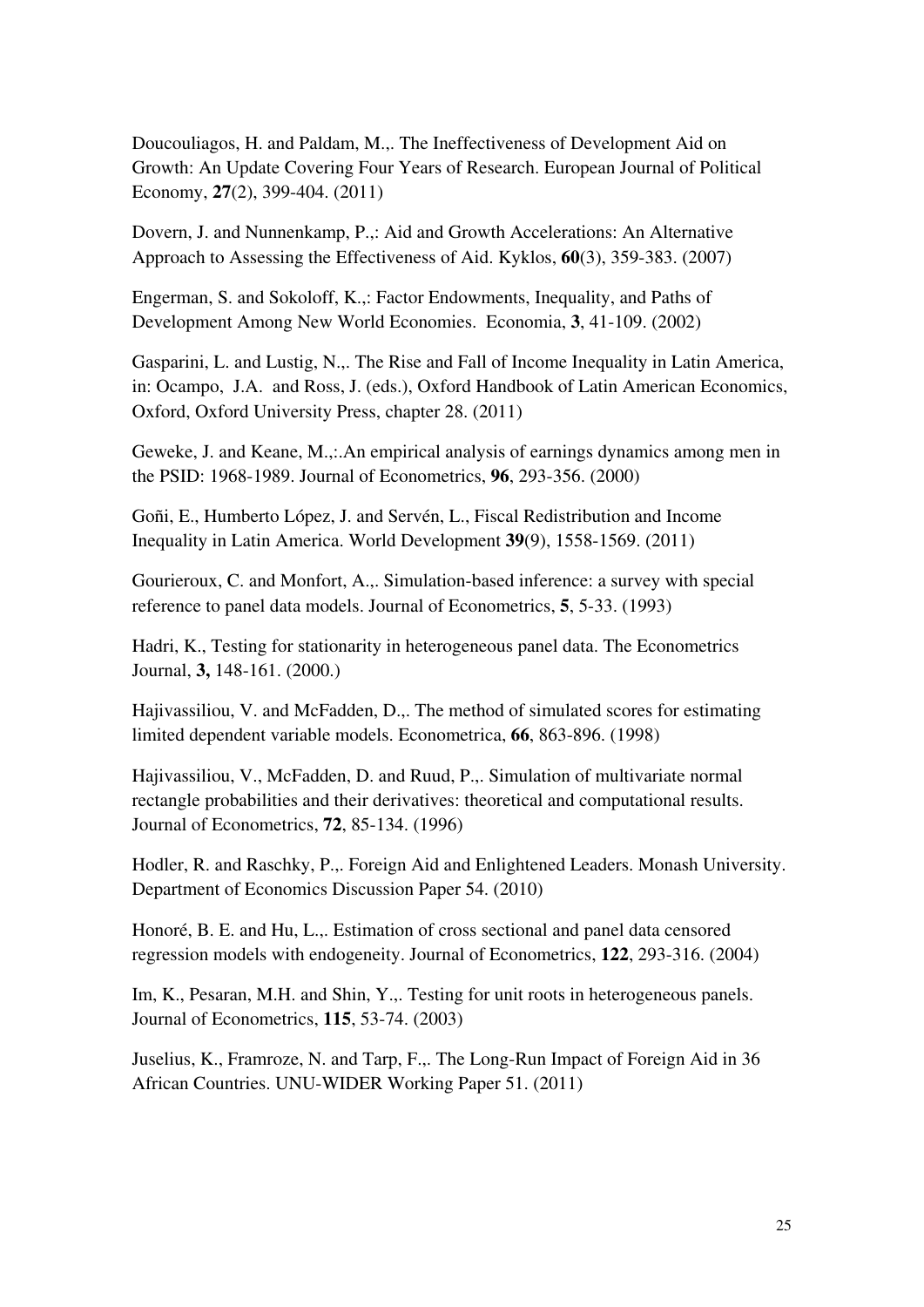Doucouliagos, H. and Paldam, M.,. The Ineffectiveness of Development Aid on Growth: An Update Covering Four Years of Research. European Journal of Political Economy, **27**(2), 399-404. (2011)

Dovern, J. and Nunnenkamp, P.,: Aid and Growth Accelerations: An Alternative Approach to Assessing the Effectiveness of Aid. Kyklos, **60**(3), 359-383. (2007)

Engerman, S. and Sokoloff, K.,: Factor Endowments, Inequality, and Paths of Development Among New World Economies. Economia, **3**, 41-109. (2002)

Gasparini, L. and Lustig, N.,. The Rise and Fall of Income Inequality in Latin America, in: Ocampo, J.A. and Ross, J. (eds.), Oxford Handbook of Latin American Economics, Oxford, Oxford University Press, chapter 28. (2011)

Geweke, J. and Keane, M.,:.An empirical analysis of earnings dynamics among men in the PSID: 1968-1989. Journal of Econometrics, **96**, 293-356. (2000)

Goñi, E., Humberto López, J. and Servén, L., Fiscal Redistribution and Income Inequality in Latin America. World Development **39**(9), 1558-1569. (2011)

Gourieroux, C. and Monfort, A.,. Simulation-based inference: a survey with special reference to panel data models. Journal of Econometrics, **5**, 5-33. (1993)

Hadri, K., Testing for stationarity in heterogeneous panel data. The Econometrics Journal, **3,** 148-161. (2000.)

Hajivassiliou, V. and McFadden, D.,. The method of simulated scores for estimating limited dependent variable models. Econometrica, **66**, 863-896. (1998)

Hajivassiliou, V., McFadden, D. and Ruud, P.,. Simulation of multivariate normal rectangle probabilities and their derivatives: theoretical and computational results. Journal of Econometrics, **72**, 85-134. (1996)

Hodler, R. and Raschky, P.,. Foreign Aid and Enlightened Leaders. Monash University. Department of Economics Discussion Paper 54. (2010)

Honoré, B. E. and Hu, L.,. Estimation of cross sectional and panel data censored regression models with endogeneity. Journal of Econometrics, **122**, 293-316. (2004)

Im, K., Pesaran, M.H. and Shin, Y.,. Testing for unit roots in heterogeneous panels. Journal of Econometrics, **115**, 53-74. (2003)

Juselius, K., Framroze, N. and Tarp, F.,. The Long-Run Impact of Foreign Aid in 36 African Countries. UNU-WIDER Working Paper 51. (2011)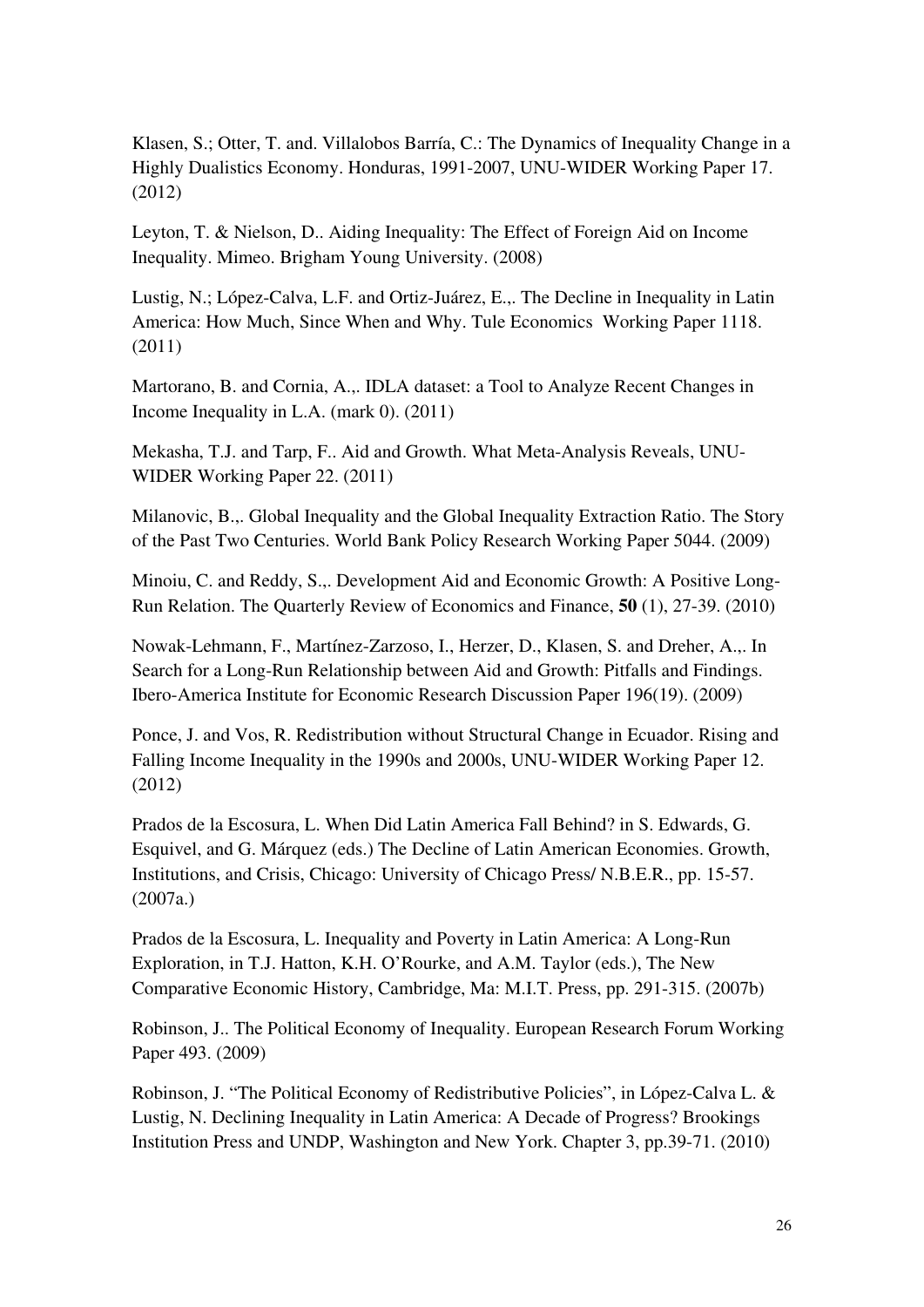Klasen, S.; Otter, T. and. Villalobos Barría, C.: The Dynamics of Inequality Change in a Highly Dualistics Economy. Honduras, 1991-2007, UNU-WIDER Working Paper 17. (2012)

Leyton, T. & Nielson, D.. Aiding Inequality: The Effect of Foreign Aid on Income Inequality. Mimeo. Brigham Young University. (2008)

Lustig, N.; López-Calva, L.F. and Ortiz-Juárez, E.,. The Decline in Inequality in Latin America: How Much, Since When and Why. Tule Economics Working Paper 1118. (2011)

Martorano, B. and Cornia, A.,. IDLA dataset: a Tool to Analyze Recent Changes in Income Inequality in L.A. (mark 0). (2011)

Mekasha, T.J. and Tarp, F.. Aid and Growth. What Meta-Analysis Reveals, UNU-WIDER Working Paper 22. (2011)

Milanovic, B.,. Global Inequality and the Global Inequality Extraction Ratio. The Story of the Past Two Centuries. World Bank Policy Research Working Paper 5044. (2009)

Minoiu, C. and Reddy, S.,. Development Aid and Economic Growth: A Positive Long-Run Relation. The Quarterly Review of Economics and Finance, **50** (1), 27-39. (2010)

Nowak-Lehmann, F., Martínez-Zarzoso, I., Herzer, D., Klasen, S. and Dreher, A.,. In Search for a Long-Run Relationship between Aid and Growth: Pitfalls and Findings. Ibero-America Institute for Economic Research Discussion Paper 196(19). (2009)

Ponce, J. and Vos, R. Redistribution without Structural Change in Ecuador. Rising and Falling Income Inequality in the 1990s and 2000s, UNU-WIDER Working Paper 12. (2012)

Prados de la Escosura, L. When Did Latin America Fall Behind? in S. Edwards, G. Esquivel, and G. Márquez (eds.) The Decline of Latin American Economies. Growth, Institutions, and Crisis, Chicago: University of Chicago Press/ N.B.E.R., pp. 15-57. (2007a.)

Prados de la Escosura, L. Inequality and Poverty in Latin America: A Long-Run Exploration, in T.J. Hatton, K.H. O'Rourke, and A.M. Taylor (eds.), The New Comparative Economic History, Cambridge, Ma: M.I.T. Press, pp. 291-315. (2007b)

Robinson, J.. The Political Economy of Inequality. European Research Forum Working Paper 493. (2009)

Robinson, J. "The Political Economy of Redistributive Policies", in López-Calva L. & Lustig, N. Declining Inequality in Latin America: A Decade of Progress? Brookings Institution Press and UNDP, Washington and New York. Chapter 3, pp.39-71. (2010)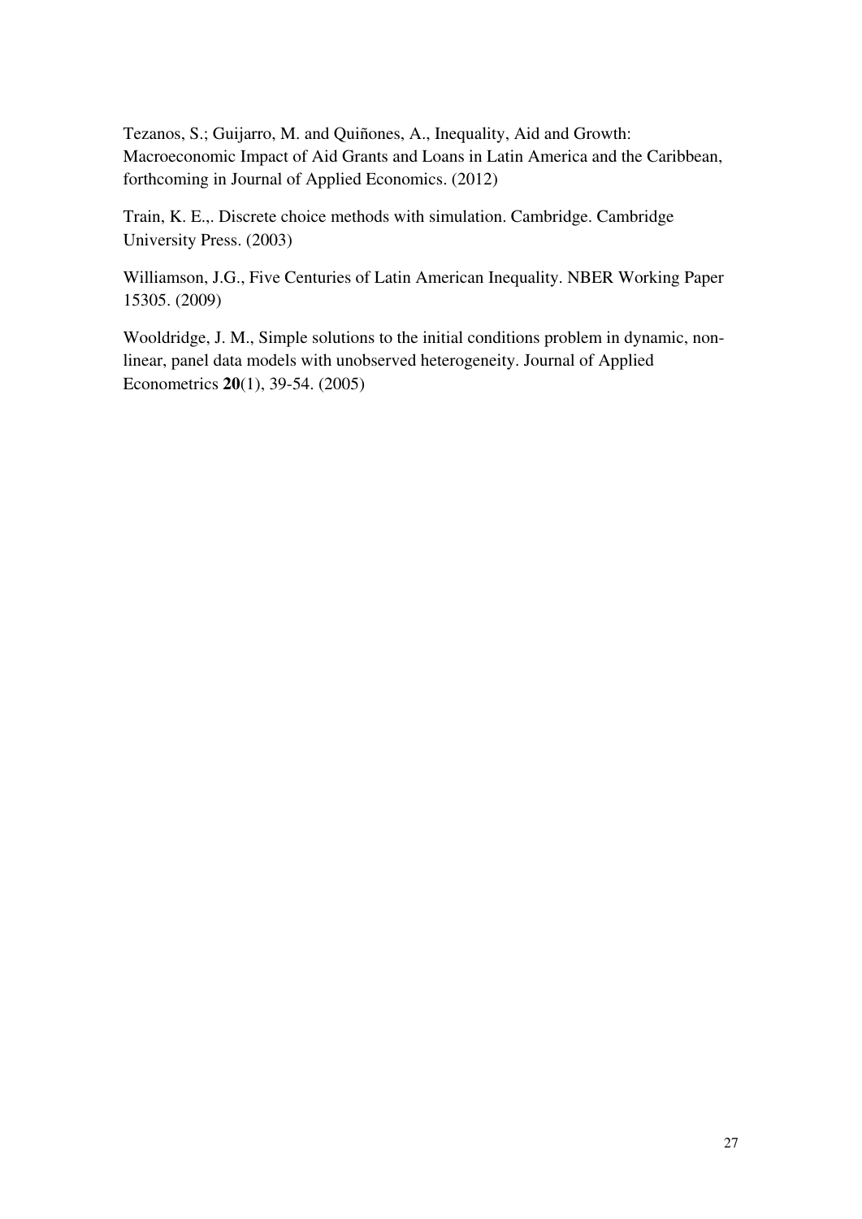Tezanos, S.; Guijarro, M. and Quiñones, A., Inequality, Aid and Growth: Macroeconomic Impact of Aid Grants and Loans in Latin America and the Caribbean, forthcoming in Journal of Applied Economics. (2012)

Train, K. E.,. Discrete choice methods with simulation. Cambridge. Cambridge University Press. (2003)

Williamson, J.G., Five Centuries of Latin American Inequality. NBER Working Paper 15305. (2009)

Wooldridge, J. M., Simple solutions to the initial conditions problem in dynamic, non-linear, panel data models with unobserved heterogeneity. Journal of Applied Econometrics **20**(1), 39-54. (2005)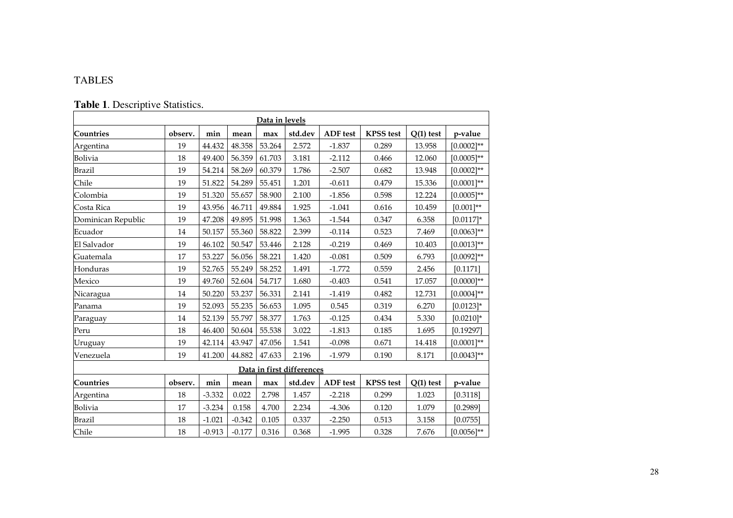# TABLES

**Table 1**. Descriptive Statistics.

| Data in levels | | | | | | | | | |
|---|---|---|---|---|---|---|---|---|---|
| **Countries** | **observ.** | **min** | **mean** | **max** | **std.dev** | **ADF test** | **KPSS test** | **Q(1) test** | **p-value** |
| Argentina | 19 | 44.432 | 48.358 | 53.264 | 2.572 | -1.837 | 0.289 | 13.958 | [0.0002]** |
| Bolivia | 18 | 49.400 | 56.359 | 61.703 | 3.181 | -2.112 | 0.466 | 12.060 | [0.0005]** |
| Brazil | 19 | 54.214 | 58.269 | 60.379 | 1.786 | -2.507 | 0.682 | 13.948 | [0.0002]** |
| Chile | 19 | 51.822 | 54.289 | 55.451 | 1.201 | -0.611 | 0.479 | 15.336 | [0.0001]** |
| Colombia | 19 | 51.320 | 55.657 | 58.900 | 2.100 | -1.856 | 0.598 | 12.224 | [0.0005]** |
| Costa Rica | 19 | 43.956 | 46.711 | 49.884 | 1.925 | -1.041 | 0.616 | 10.459 | [0.001]** |
| Dominican Republic | 19 | 47.208 | 49.895 | 51.998 | 1.363 | -1.544 | 0.347 | 6.358 | [0.0117]* |
| Ecuador | 14 | 50.157 | 55.360 | 58.822 | 2.399 | -0.114 | 0.523 | 7.469 | [0.0063]** |
| El Salvador | 19 | 46.102 | 50.547 | 53.446 | 2.128 | -0.219 | 0.469 | 10.403 | [0.0013]** |
| Guatemala | 17 | 53.227 | 56.056 | 58.221 | 1.420 | -0.081 | 0.509 | 6.793 | [0.0092]** |
| Honduras | 19 | 52.765 | 55.249 | 58.252 | 1.491 | -1.772 | 0.559 | 2.456 | [0.1171] |
| Mexico | 19 | 49.760 | 52.604 | 54.717 | 1.680 | -0.403 | 0.541 | 17.057 | [0.0000]** |
| Nicaragua | 14 | 50.220 | 53.237 | 56.331 | 2.141 | -1.419 | 0.482 | 12.731 | [0.0004]** |
| Panama | 19 | 52.093 | 55.235 | 56.653 | 1.095 | 0.545 | 0.319 | 6.270 | [0.0123]* |
| Paraguay | 14 | 52.139 | 55.797 | 58.377 | 1.763 | -0.125 | 0.434 | 5.330 | [0.0210]* |
| Peru | 18 | 46.400 | 50.604 | 55.538 | 3.022 | -1.813 | 0.185 | 1.695 | [0.19297] |
| Uruguay | 19 | 42.114 | 43.947 | 47.056 | 1.541 | -0.098 | 0.671 | 14.418 | [0.0001]** |
| Venezuela | 19 | 41.200 | 44.882 | 47.633 | 2.196 | -1.979 | 0.190 | 8.171 | [0.0043]** |
| Data in first differences | | | | | | | | | |
| **Countries** | **observ.** | **min** | **mean** | **max** | **std.dev** | **ADF test** | **KPSS test** | **Q(1) test** | **p-value** |
| Argentina | 18 | -3.332 | 0.022 | 2.798 | 1.457 | -2.218 | 0.299 | 1.023 | [0.3118] |
| Bolivia | 17 | -3.234 | 0.158 | 4.700 | 2.234 | -4.306 | 0.120 | 1.079 | [0.2989] |
| Brazil | 18 | -1.021 | -0.342 | 0.105 | 0.337 | -2.250 | 0.513 | 3.158 | [0.0755] |
| Chile | 18 | -0.913 | -0.177 | 0.316 | 0.368 | -1.995 | 0.328 | 7.676 | [0.0056]** |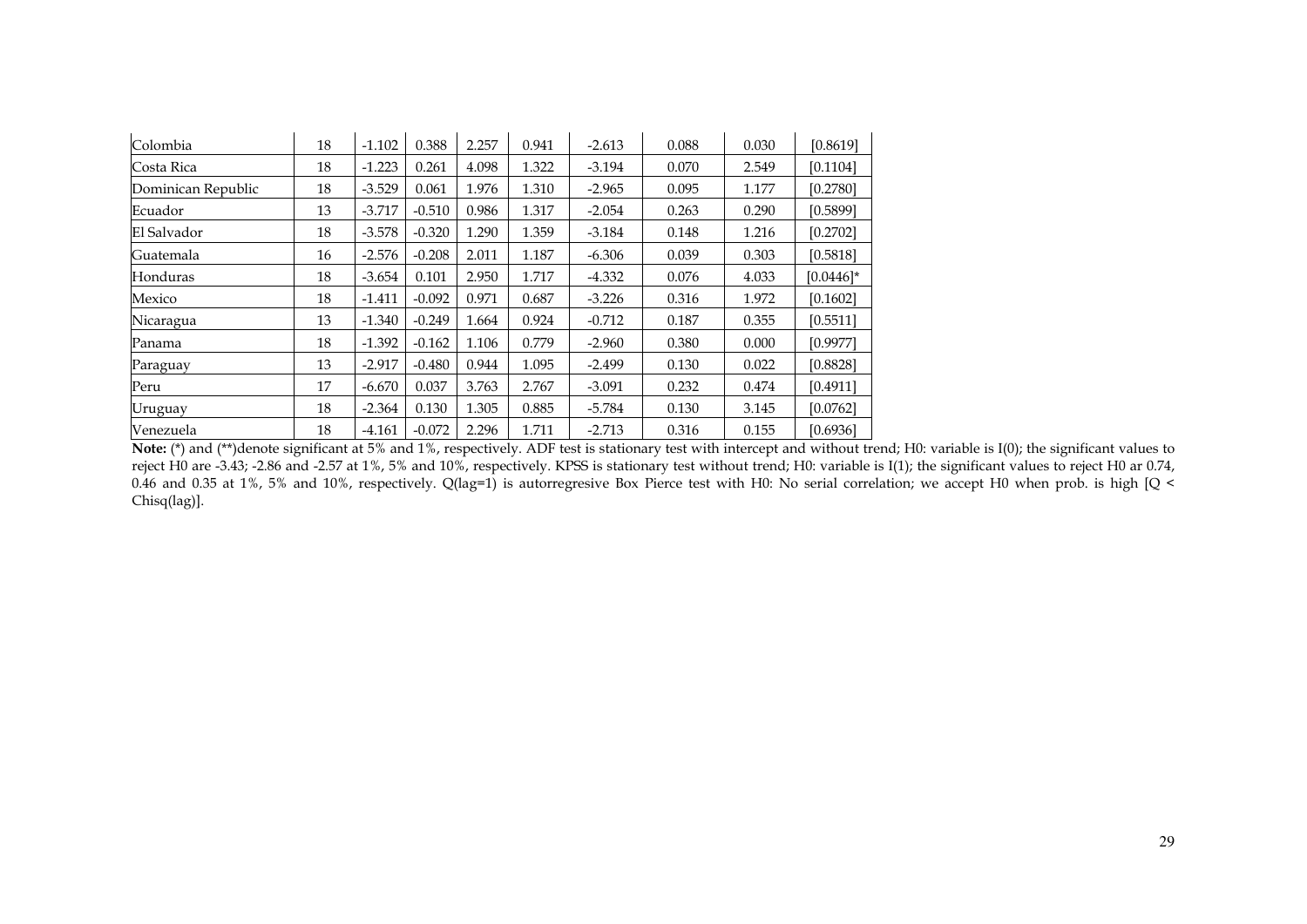| | | | | | | | | | |
|---|---|---|---|---|---|---|---|---|---|
| Colombia | 18 | -1.102 | 0.388 | 2.257 | 0.941 | -2.613 | 0.088 | 0.030 | [0.8619] |
| Costa Rica | 18 | -1.223 | 0.261 | 4.098 | 1.322 | -3.194 | 0.070 | 2.549 | [0.1104] |
| Dominican Republic | 18 | -3.529 | 0.061 | 1.976 | 1.310 | -2.965 | 0.095 | 1.177 | [0.2780] |
| Ecuador | 13 | -3.717 | -0.510 | 0.986 | 1.317 | -2.054 | 0.263 | 0.290 | [0.5899] |
| El Salvador | 18 | -3.578 | -0.320 | 1.290 | 1.359 | -3.184 | 0.148 | 1.216 | [0.2702] |
| Guatemala | 16 | -2.576 | -0.208 | 2.011 | 1.187 | -6.306 | 0.039 | 0.303 | [0.5818] |
| Honduras | 18 | -3.654 | 0.101 | 2.950 | 1.717 | -4.332 | 0.076 | 4.033 | [0.0446]* |
| Mexico | 18 | -1.411 | -0.092 | 0.971 | 0.687 | -3.226 | 0.316 | 1.972 | [0.1602] |
| Nicaragua | 13 | -1.340 | -0.249 | 1.664 | 0.924 | -0.712 | 0.187 | 0.355 | [0.5511] |
| Panama | 18 | -1.392 | -0.162 | 1.106 | 0.779 | -2.960 | 0.380 | 0.000 | [0.9977] |
| Paraguay | 13 | -2.917 | -0.480 | 0.944 | 1.095 | -2.499 | 0.130 | 0.022 | [0.8828] |
| Peru | 17 | -6.670 | 0.037 | 3.763 | 2.767 | -3.091 | 0.232 | 0.474 | [0.4911] |
| Uruguay | 18 | -2.364 | 0.130 | 1.305 | 0.885 | -5.784 | 0.130 | 3.145 | [0.0762] |
| Venezuela | 18 | -4.161 | -0.072 | 2.296 | 1.711 | -2.713 | 0.316 | 0.155 | [0.6936] |

**Note:** (*) and (**)denote significant at 5% and 1%, respectively. ADF test is stationary test with intercept and without trend; H0: variable is I(0); the significant values to reject H0 are -3.43; -2.86 and -2.57 at 1%, 5% and 10%, respectively. KPSS is stationary test without trend; H0: variable is I(1); the significant values to reject H0 ar 0.74, 0.46 and 0.35 at 1%, 5% and 10%, respectively. Q(lag=1) is autorregresive Box Pierce test with H0: No serial correlation; we accept H0 when prob. is high [Q < Chisq(lag)].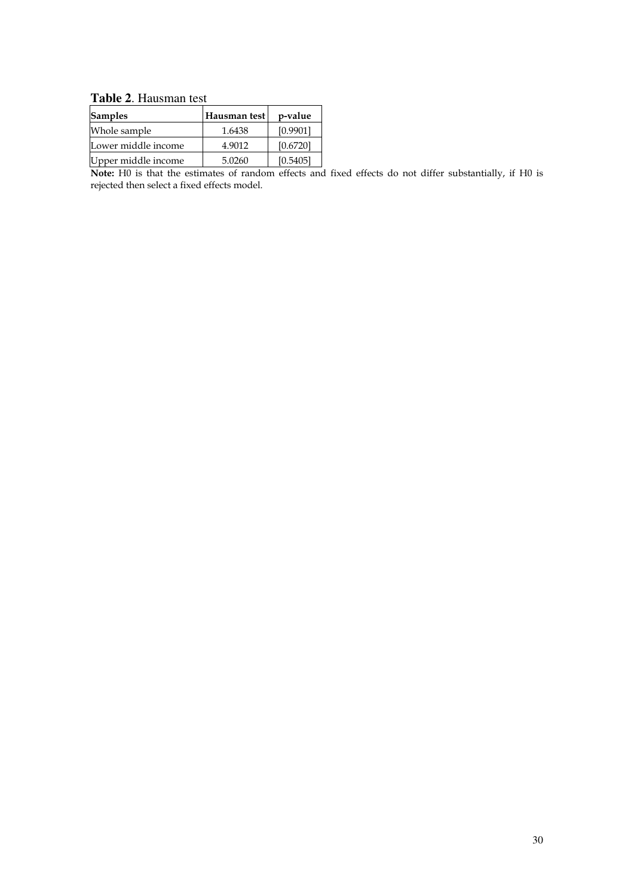**Table 2**. Hausman test

| Samples | Hausman test | p-value |
|---|---|---|
| Whole sample | 1.6438 | [0.9901] |
| Lower middle income | 4.9012 | [0.6720] |
| Upper middle income | 5.0260 | [0.5405] |

**Note:** H0 is that the estimates of random effects and fixed effects do not differ substantially, if H0 is rejected then select a fixed effects model.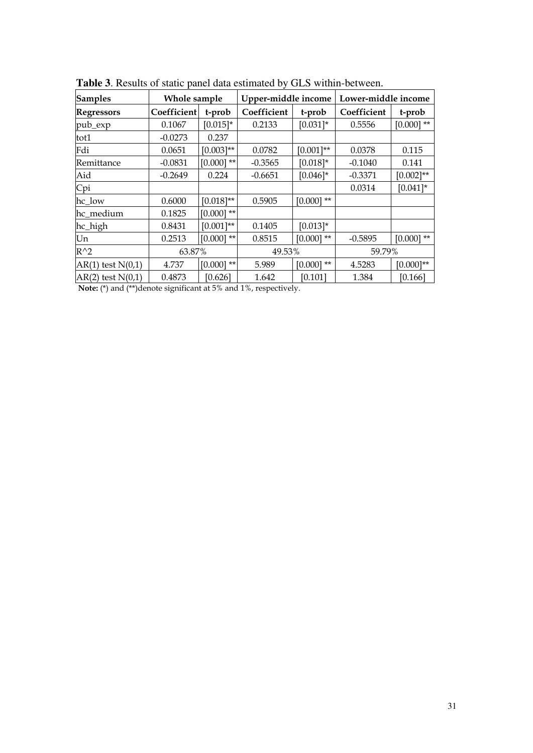**Table 3**. Results of static panel data estimated by GLS within-between.

| Samples | Whole sample | | Upper-middle income | | Lower-middle income | |
|---|---|---|---|---|---|---|
| Regressors | Coefficient | t-prob | Coefficient | t-prob | Coefficient | t-prob |
| pub_exp | 0.1067 | [0.015]* | 0.2133 | [0.031]* | 0.5556 | [0.000] ** |
| tot1 | -0.0273 | 0.237 | | | | |
| Fdi | 0.0651 | [0.003]** | 0.0782 | [0.001]** | 0.0378 | 0.115 |
| Remittance | -0.0831 | [0.000] ** | -0.3565 | [0.018]* | -0.1040 | 0.141 |
| Aid | -0.2649 | 0.224 | -0.6651 | [0.046]* | -0.3371 | [0.002]** |
| Cpi | | | | | 0.0314 | [0.041]* |
| hc_low | 0.6000 | [0.018]** | 0.5905 | [0.000] ** | | |
| hc_medium | 0.1825 | [0.000] ** | | | | |
| hc_high | 0.8431 | [0.001]** | 0.1405 | [0.013]* | | |
| Un | 0.2513 | [0.000] ** | 0.8515 | [0.000] ** | -0.5895 | [0.000] ** |
| R^2 | 63.87% | | 49.53% | | 59.79% | |
| AR(1) test N(0,1) | 4.737 | [0.000] ** | 5.989 | [0.000] ** | 4.5283 | [0.000]** |
| AR(2) test N(0,1) | 0.4873 | [0.626] | 1.642 | [0.101] | 1.384 | [0.166] |

**Note:** (*) and (**)denote significant at 5% and 1%, respectively.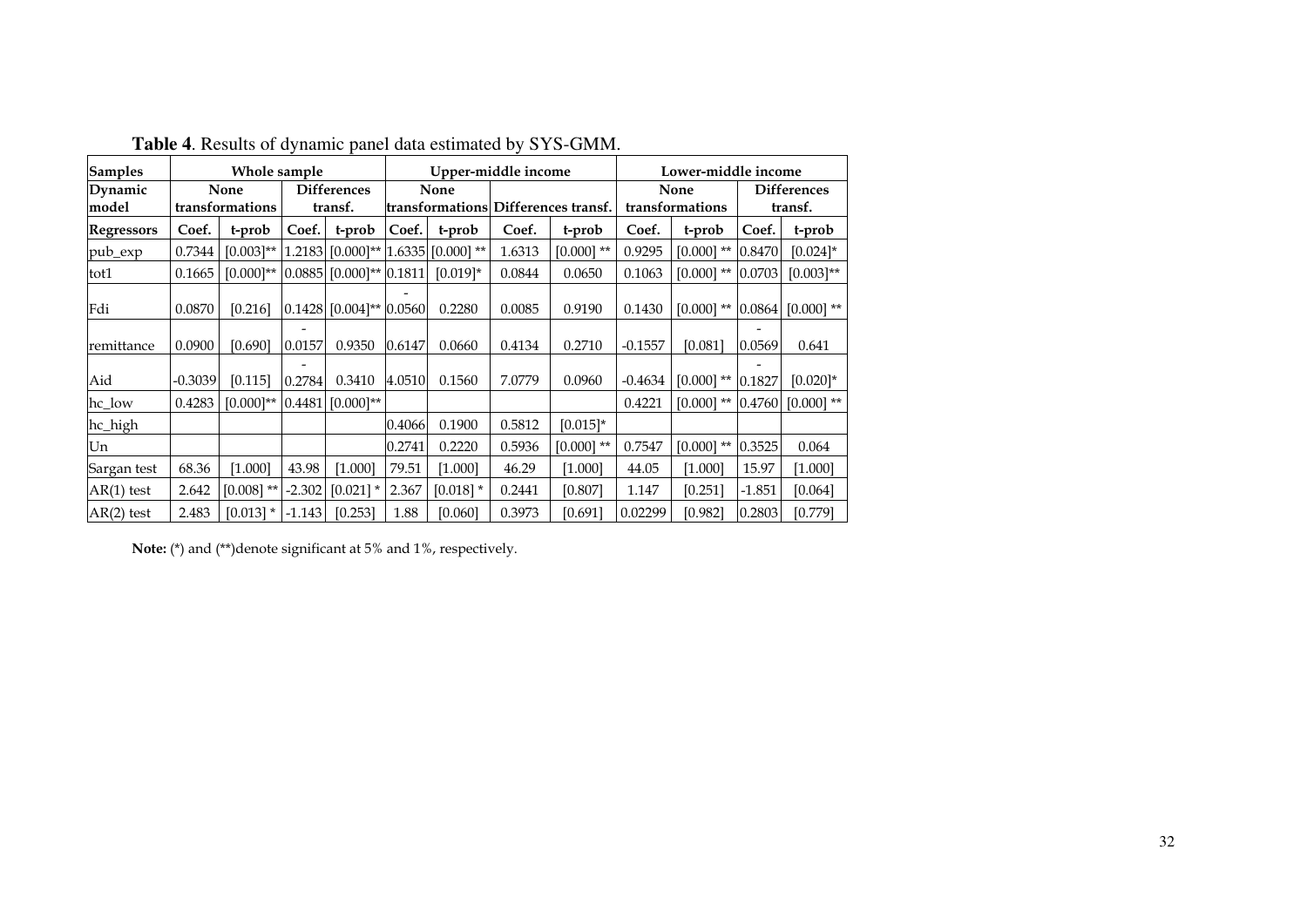**Table 4**. Results of dynamic panel data estimated by SYS-GMM.

| Samples | Whole sample | | | | Upper-middle income | | | | Lower-middle income | | | |
|---|---|---|---|---|---|---|---|---|---|---|---|---|
| Dynamic model | None transformations | | Differences transf. | | None transformations | | Differences transf. | | None transformations | | Differences transf. | |
| Regressors | Coef. | t-prob | Coef. | t-prob | Coef. | t-prob | Coef. | t-prob | Coef. | t-prob | Coef. | t-prob |
| pub_exp | 0.7344 | [0.003]** | 1.2183 | [0.000]** | 1.6335 | [0.000] ** | 1.6313 | [0.000] ** | 0.9295 | [0.000] ** | 0.8470 | [0.024]* |
| tot1 | 0.1665 | [0.000]** | 0.0885 | [0.000]** | 0.1811 | [0.019]* | 0.0844 | 0.0650 | 0.1063 | [0.000] ** | 0.0703 | [0.003]** |
| Fdi | 0.0870 | [0.216] | 0.1428 | [0.004]** | -0.0560 | 0.2280 | 0.0085 | 0.9190 | 0.1430 | [0.000] ** | 0.0864 | [0.000] ** |
| remittance | 0.0900 | [0.690] | -0.0157 | 0.9350 | 0.6147 | 0.0660 | 0.4134 | 0.2710 | -0.1557 | [0.081] | -0.0569 | 0.641 |
| Aid | -0.3039 | [0.115] | -0.2784 | 0.3410 | 4.0510 | 0.1560 | 7.0779 | 0.0960 | -0.4634 | [0.000] ** | -0.1827 | [0.020]* |
| hc_low | 0.4283 | [0.000]** | 0.4481 | [0.000]** | | | | | 0.4221 | [0.000] ** | 0.4760 | [0.000] ** |
| hc_high | | | | | 0.4066 | 0.1900 | 0.5812 | [0.015]* | | | | |
| Un | | | | | 0.2741 | 0.2220 | 0.5936 | [0.000] ** | 0.7547 | [0.000] ** | 0.3525 | 0.064 |
| Sargan test | 68.36 | [1.000] | 43.98 | [1.000] | 79.51 | [1.000] | 46.29 | [1.000] | 44.05 | [1.000] | 15.97 | [1.000] |
| AR(1) test | 2.642 | [0.008] ** | -2.302 | [0.021] * | 2.367 | [0.018] * | 0.2441 | [0.807] | 1.147 | [0.251] | -1.851 | [0.064] |
| AR(2) test | 2.483 | [0.013] * | -1.143 | [0.253] | 1.88 | [0.060] | 0.3973 | [0.691] | 0.02299 | [0.982] | 0.2803 | [0.779] |

**Note:** (*) and (**)denote significant at 5% and 1%, respectively.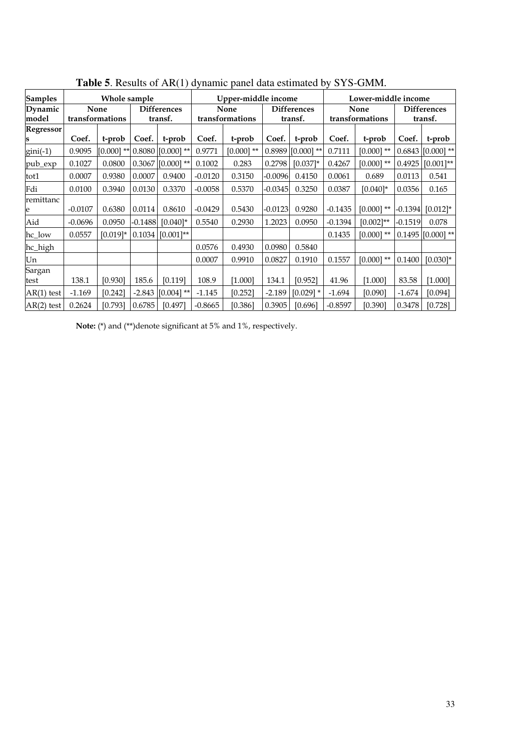**Table 5**. Results of AR(1) dynamic panel data estimated by SYS-GMM.

| Samples | Whole sample | | | | Upper-middle income | | | | Lower-middle income | | | |
|---|---|---|---|---|---|---|---|---|---|---|---|---|
| Dynamic model | None transformations | | Differences transf. | | None transformations | | Differences transf. | | None transformations | | Differences transf. | |
| Regressors | Coef. | t-prob | Coef. | t-prob | Coef. | t-prob | Coef. | t-prob | Coef. | t-prob | Coef. | t-prob |
| gini(-1) | 0.9095 | [0.000] ** | 0.8080 | [0.000] ** | 0.9771 | [0.000] ** | 0.8989 | [0.000] ** | 0.7111 | [0.000] ** | 0.6843 | [0.000] ** |
| pub_exp | 0.1027 | 0.0800 | 0.3067 | [0.000] ** | 0.1002 | 0.283 | 0.2798 | [0.037]* | 0.4267 | [0.000] ** | 0.4925 | [0.001]** |
| tot1 | 0.0007 | 0.9380 | 0.0007 | 0.9400 | -0.0120 | 0.3150 | -0.0096 | 0.4150 | 0.0061 | 0.689 | 0.0113 | 0.541 |
| Fdi | 0.0100 | 0.3940 | 0.0130 | 0.3370 | -0.0058 | 0.5370 | -0.0345 | 0.3250 | 0.0387 | [0.040]* | 0.0356 | 0.165 |
| remittance | -0.0107 | 0.6380 | 0.0114 | 0.8610 | -0.0429 | 0.5430 | -0.0123 | 0.9280 | -0.1435 | [0.000] ** | -0.1394 | [0.012]* |
| Aid | -0.0696 | 0.0950 | -0.1488 | [0.040]* | 0.5540 | 0.2930 | 1.2023 | 0.0950 | -0.1394 | [0.002]** | -0.1519 | 0.078 |
| hc_low | 0.0557 | [0.019]* | 0.1034 | [0.001]** | | | | | 0.1435 | [0.000] ** | 0.1495 | [0.000] ** |
| hc_high | | | | | 0.0576 | 0.4930 | 0.0980 | 0.5840 | | | | |
| Un | | | | | 0.0007 | 0.9910 | 0.0827 | 0.1910 | 0.1557 | [0.000] ** | 0.1400 | [0.030]* |
| Sargan test | 138.1 | [0.930] | 185.6 | [0.119] | 108.9 | [1.000] | 134.1 | [0.952] | 41.96 | [1.000] | 83.58 | [1.000] |
| AR(1) test | -1.169 | [0.242] | -2.843 | [0.004] ** | -1.145 | [0.252] | -2.189 | [0.029] * | -1.694 | [0.090] | -1.674 | [0.094] |
| AR(2) test | 0.2624 | [0.793] | 0.6785 | [0.497] | -0.8665 | [0.386] | 0.3905 | [0.696] | -0.8597 | [0.390] | 0.3478 | [0.728] |

**Note:** (*) and (**)denote significant at 5% and 1%, respectively.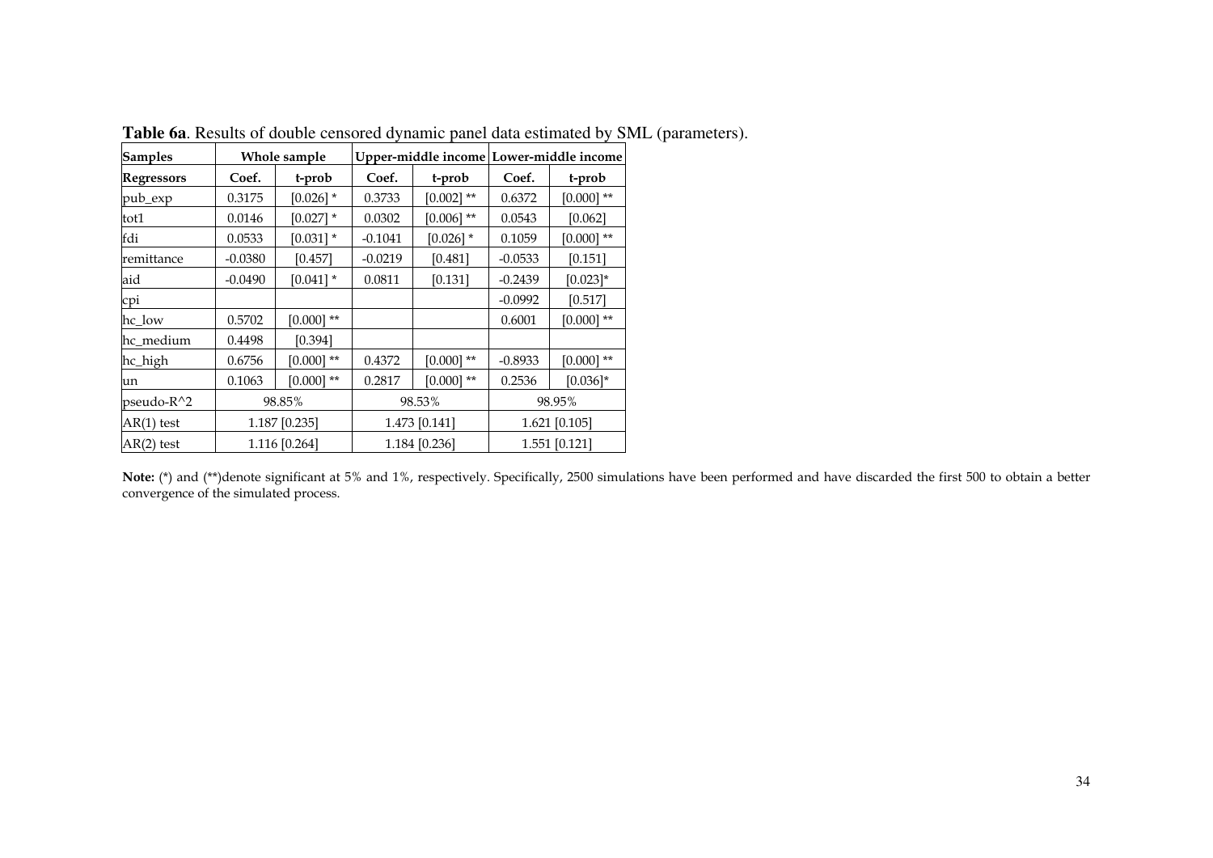**Table 6a**. Results of double censored dynamic panel data estimated by SML (parameters).

| Samples | Whole sample | | Upper-middle income | | Lower-middle income | |
|---|---|---|---|---|---|---|
| Regressors | Coef. | t-prob | Coef. | t-prob | Coef. | t-prob |
| pub_exp | 0.3175 | [0.026] * | 0.3733 | [0.002] ** | 0.6372 | [0.000] ** |
| tot1 | 0.0146 | [0.027] * | 0.0302 | [0.006] ** | 0.0543 | [0.062] |
| fdi | 0.0533 | [0.031] * | -0.1041 | [0.026] * | 0.1059 | [0.000] ** |
| remittance | -0.0380 | [0.457] | -0.0219 | [0.481] | -0.0533 | [0.151] |
| aid | -0.0490 | [0.041] * | 0.0811 | [0.131] | -0.2439 | [0.023]* |
| cpi | | | | | -0.0992 | [0.517] |
| hc_low | 0.5702 | [0.000] ** | | | 0.6001 | [0.000] ** |
| hc_medium | 0.4498 | [0.394] | | | | |
| hc_high | 0.6756 | [0.000] ** | 0.4372 | [0.000] ** | -0.8933 | [0.000] ** |
| un | 0.1063 | [0.000] ** | 0.2817 | [0.000] ** | 0.2536 | [0.036]* |
| pseudo-R^2 | 98.85% | | 98.53% | | 98.95% | |
| AR(1) test | 1.187 [0.235] | | 1.473 [0.141] | | 1.621 [0.105] | |
| AR(2) test | 1.116 [0.264] | | 1.184 [0.236] | | 1.551 [0.121] | |

**Note:** (*) and (**)denote significant at 5% and 1%, respectively. Specifically, 2500 simulations have been performed and have discarded the first 500 to obtain a better convergence of the simulated process.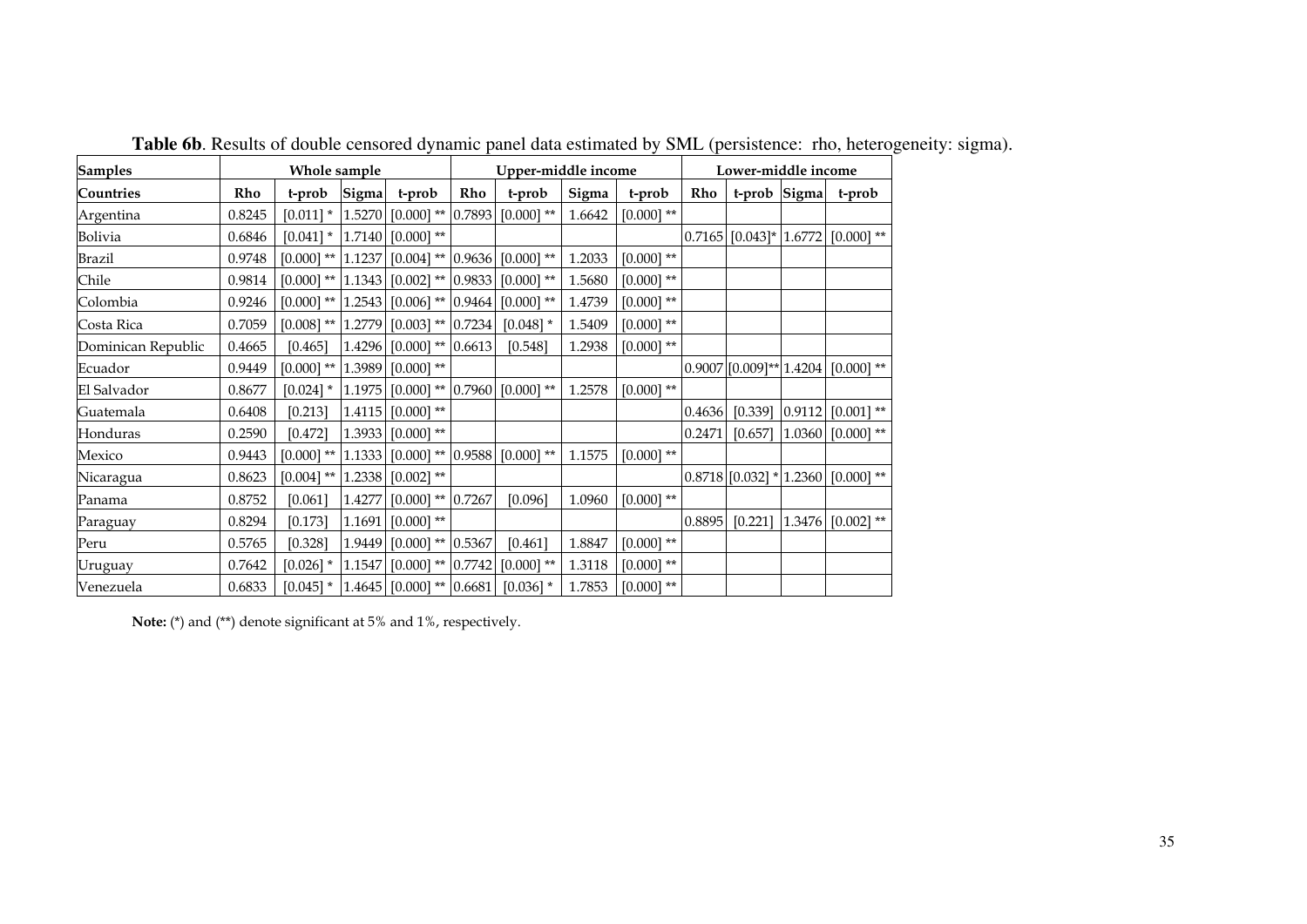**Table 6b**. Results of double censored dynamic panel data estimated by SML (persistence: rho, heterogeneity: sigma).

| Samples | Whole sample | | | | Upper-middle income | | | | Lower-middle income | | | |
|---|---|---|---|---|---|---|---|---|---|---|---|---|
| Countries | Rho | t-prob | Sigma | t-prob | Rho | t-prob | Sigma | t-prob | Rho | t-prob | Sigma | t-prob |
| Argentina | 0.8245 | [0.011] * | 1.5270 | [0.000] ** | 0.7893 | [0.000] ** | 1.6642 | [0.000] ** | | | | |
| Bolivia | 0.6846 | [0.041] * | 1.7140 | [0.000] ** | | | | | 0.7165 | [0.043]* | 1.6772 | [0.000] ** |
| Brazil | 0.9748 | [0.000] ** | 1.1237 | [0.004] ** | 0.9636 | [0.000] ** | 1.2033 | [0.000] ** | | | | |
| Chile | 0.9814 | [0.000] ** | 1.1343 | [0.002] ** | 0.9833 | [0.000] ** | 1.5680 | [0.000] ** | | | | |
| Colombia | 0.9246 | [0.000] ** | 1.2543 | [0.006] ** | 0.9464 | [0.000] ** | 1.4739 | [0.000] ** | | | | |
| Costa Rica | 0.7059 | [0.008] ** | 1.2779 | [0.003] ** | 0.7234 | [0.048] * | 1.5409 | [0.000] ** | | | | |
| Dominican Republic | 0.4665 | [0.465] | 1.4296 | [0.000] ** | 0.6613 | [0.548] | 1.2938 | [0.000] ** | | | | |
| Ecuador | 0.9449 | [0.000] ** | 1.3989 | [0.000] ** | | | | | 0.9007 | [0.009]** | 1.4204 | [0.000] ** |
| El Salvador | 0.8677 | [0.024] * | 1.1975 | [0.000] ** | 0.7960 | [0.000] ** | 1.2578 | [0.000] ** | | | | |
| Guatemala | 0.6408 | [0.213] | 1.4115 | [0.000] ** | | | | | 0.4636 | [0.339] | 0.9112 | [0.001] ** |
| Honduras | 0.2590 | [0.472] | 1.3933 | [0.000] ** | | | | | 0.2471 | [0.657] | 1.0360 | [0.000] ** |
| Mexico | 0.9443 | [0.000] ** | 1.1333 | [0.000] ** | 0.9588 | [0.000] ** | 1.1575 | [0.000] ** | | | | |
| Nicaragua | 0.8623 | [0.004] ** | 1.2338 | [0.002] ** | | | | | 0.8718 | [0.032] * | 1.2360 | [0.000] ** |
| Panama | 0.8752 | [0.061] | 1.4277 | [0.000] ** | 0.7267 | [0.096] | 1.0960 | [0.000] ** | | | | |
| Paraguay | 0.8294 | [0.173] | 1.1691 | [0.000] ** | | | | | 0.8895 | [0.221] | 1.3476 | [0.002] ** |
| Peru | 0.5765 | [0.328] | 1.9449 | [0.000] ** | 0.5367 | [0.461] | 1.8847 | [0.000] ** | | | | |
| Uruguay | 0.7642 | [0.026] * | 1.1547 | [0.000] ** | 0.7742 | [0.000] ** | 1.3118 | [0.000] ** | | | | |
| Venezuela | 0.6833 | [0.045] * | 1.4645 | [0.000] ** | 0.6681 | [0.036] * | 1.7853 | [0.000] ** | | | | |

**Note:** (*) and (**) denote significant at 5% and 1%, respectively.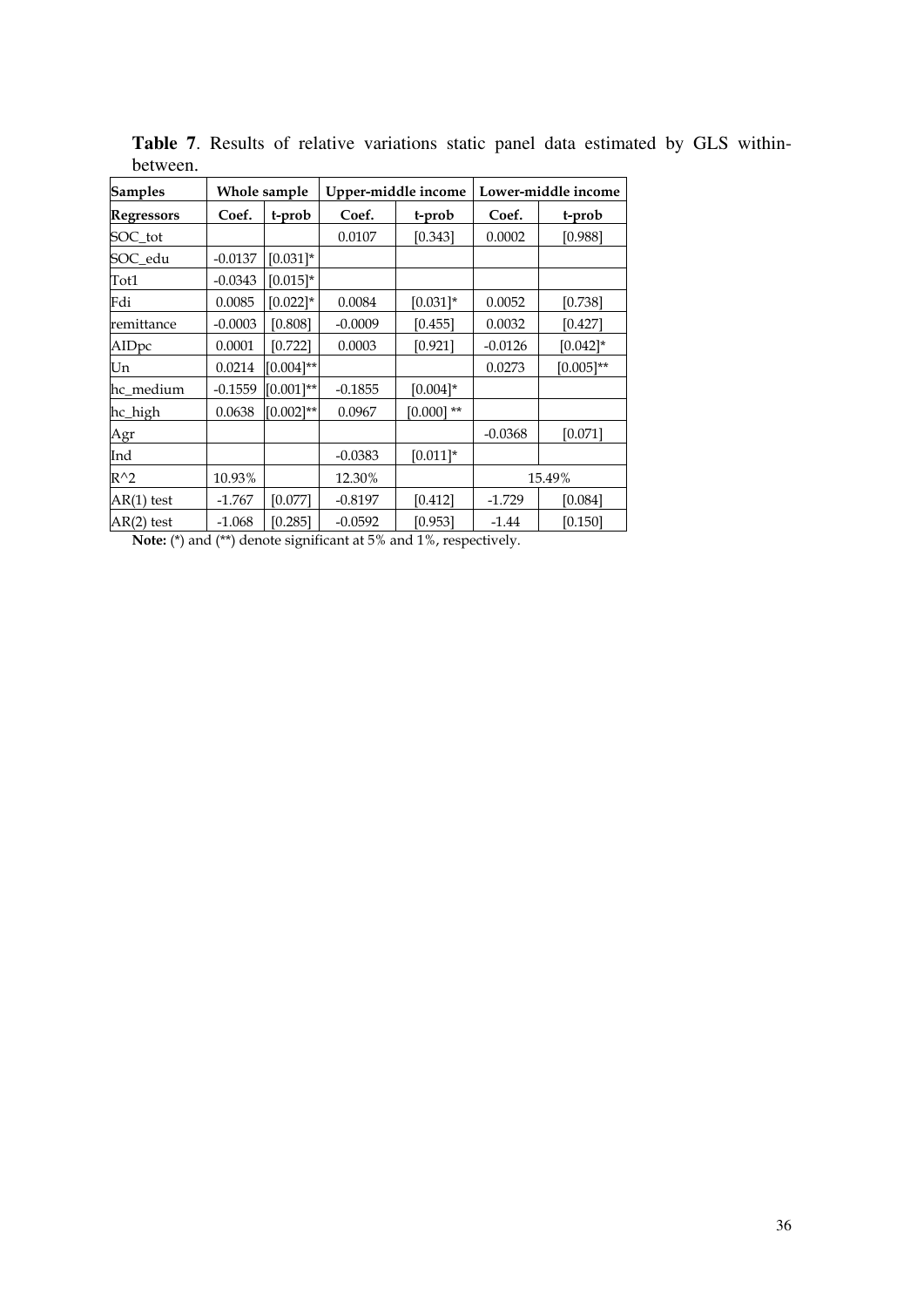**Table 7**. Results of relative variations static panel data estimated by GLS within-between.

| Samples | Whole sample | | Upper-middle income | | Lower-middle income | |
|---|---|---|---|---|---|---|
| **Regressors** | **Coef.** | **t-prob** | **Coef.** | **t-prob** | **Coef.** | **t-prob** |
| SOC_tot | | | 0.0107 | [0.343] | 0.0002 | [0.988] |
| SOC_edu | -0.0137 | [0.031]* | | | | |
| Tot1 | -0.0343 | [0.015]* | | | | |
| Fdi | 0.0085 | [0.022]* | 0.0084 | [0.031]* | 0.0052 | [0.738] |
| remittance | -0.0003 | [0.808] | -0.0009 | [0.455] | 0.0032 | [0.427] |
| AIDpc | 0.0001 | [0.722] | 0.0003 | [0.921] | -0.0126 | [0.042]* |
| Un | 0.0214 | [0.004]** | | | 0.0273 | [0.005]** |
| hc_medium | -0.1559 | [0.001]** | -0.1855 | [0.004]* | | |
| hc_high | 0.0638 | [0.002]** | 0.0967 | [0.000] ** | | |
| Agr | | | | | -0.0368 | [0.071] |
| Ind | | | -0.0383 | [0.011]* | | |
| R^2 | 10.93% | | 12.30% | | 15.49% | |
| AR(1) test | -1.767 | [0.077] | -0.8197 | [0.412] | -1.729 | [0.084] |
| AR(2) test | -1.068 | [0.285] | -0.0592 | [0.953] | -1.44 | [0.150] |

**Note:** (*) and (**) denote significant at 5% and 1%, respectively.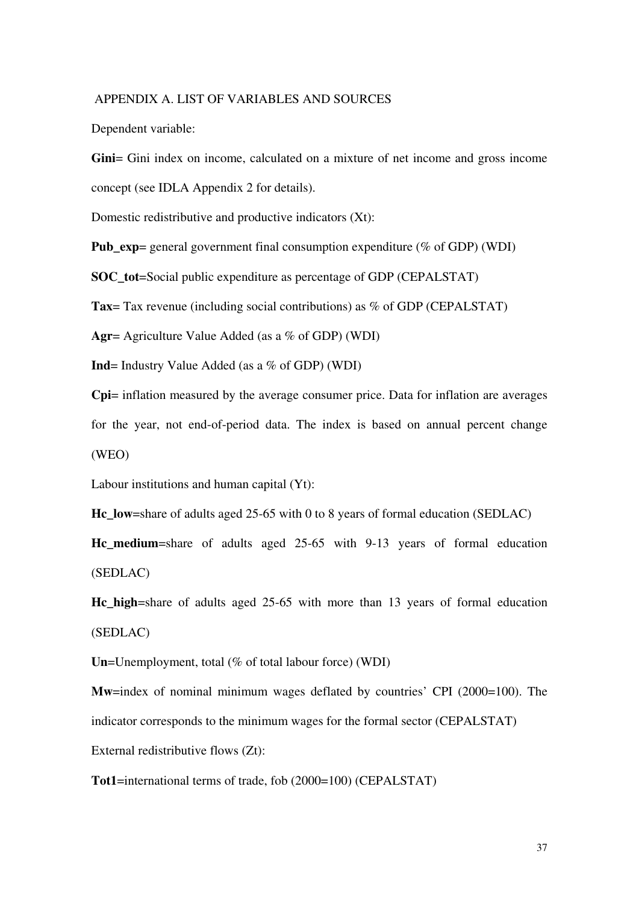## APPENDIX A. LIST OF VARIABLES AND SOURCES

Dependent variable:

**Gini**= Gini index on income, calculated on a mixture of net income and gross income concept (see IDLA Appendix 2 for details).

Domestic redistributive and productive indicators (Xt):

**Pub_exp**= general government final consumption expenditure (% of GDP) (WDI)

**SOC_tot**=Social public expenditure as percentage of GDP (CEPALSTAT)

**Tax**= Tax revenue (including social contributions) as % of GDP (CEPALSTAT)

**Agr**= Agriculture Value Added (as a % of GDP) (WDI)

**Ind**= Industry Value Added (as a % of GDP) (WDI)

**Cpi**= inflation measured by the average consumer price. Data for inflation are averages for the year, not end-of-period data. The index is based on annual percent change (WEO)

Labour institutions and human capital (Yt):

**Hc_low**=share of adults aged 25-65 with 0 to 8 years of formal education (SEDLAC)

**Hc_medium**=share of adults aged 25-65 with 9-13 years of formal education (SEDLAC)

**Hc_high**=share of adults aged 25-65 with more than 13 years of formal education (SEDLAC)

**Un**=Unemployment, total (% of total labour force) (WDI)

**Mw**=index of nominal minimum wages deflated by countries' CPI (2000=100). The indicator corresponds to the minimum wages for the formal sector (CEPALSTAT)

External redistributive flows (Zt):

**Tot1**=international terms of trade, fob (2000=100) (CEPALSTAT)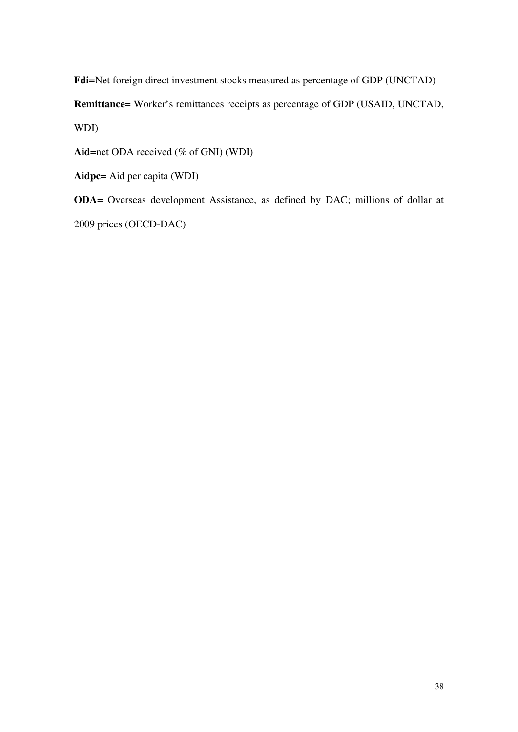**Fdi**=Net foreign direct investment stocks measured as percentage of GDP (UNCTAD)

**Remittance**= Worker's remittances receipts as percentage of GDP (USAID, UNCTAD, WDI)

**Aid**=net ODA received (% of GNI) (WDI)

**Aidpc**= Aid per capita (WDI)

**ODA**= Overseas development Assistance, as defined by DAC; millions of dollar at 2009 prices (OECD-DAC)